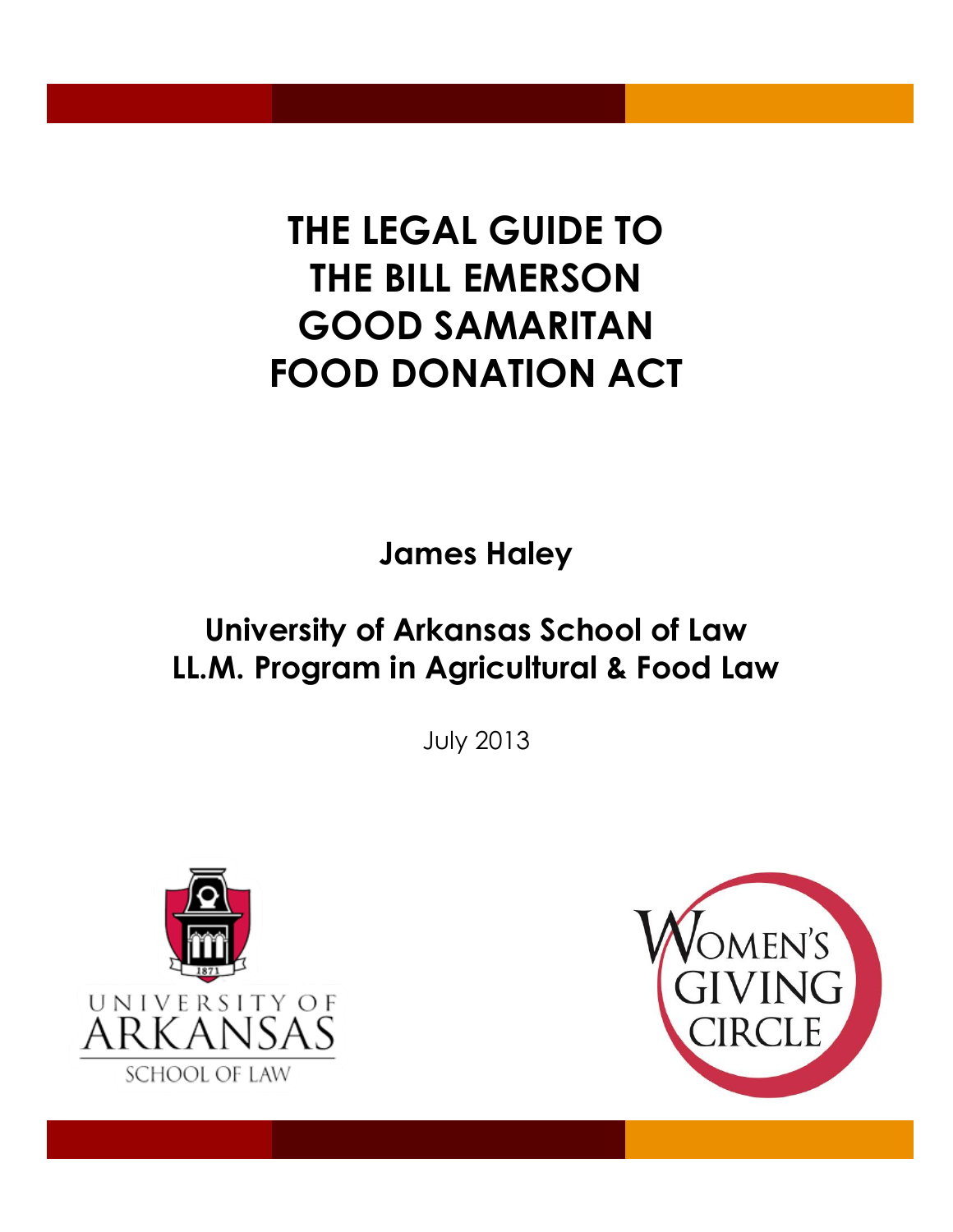# THE LEGAL GUIDE TO THE BILL EMERSON GOOD SAMARITAN FOOD DONATION ACT

**James Haley**

**University of Arkansas School of Law**
**LL.M. Program in Agricultural & Food Law**

July 2013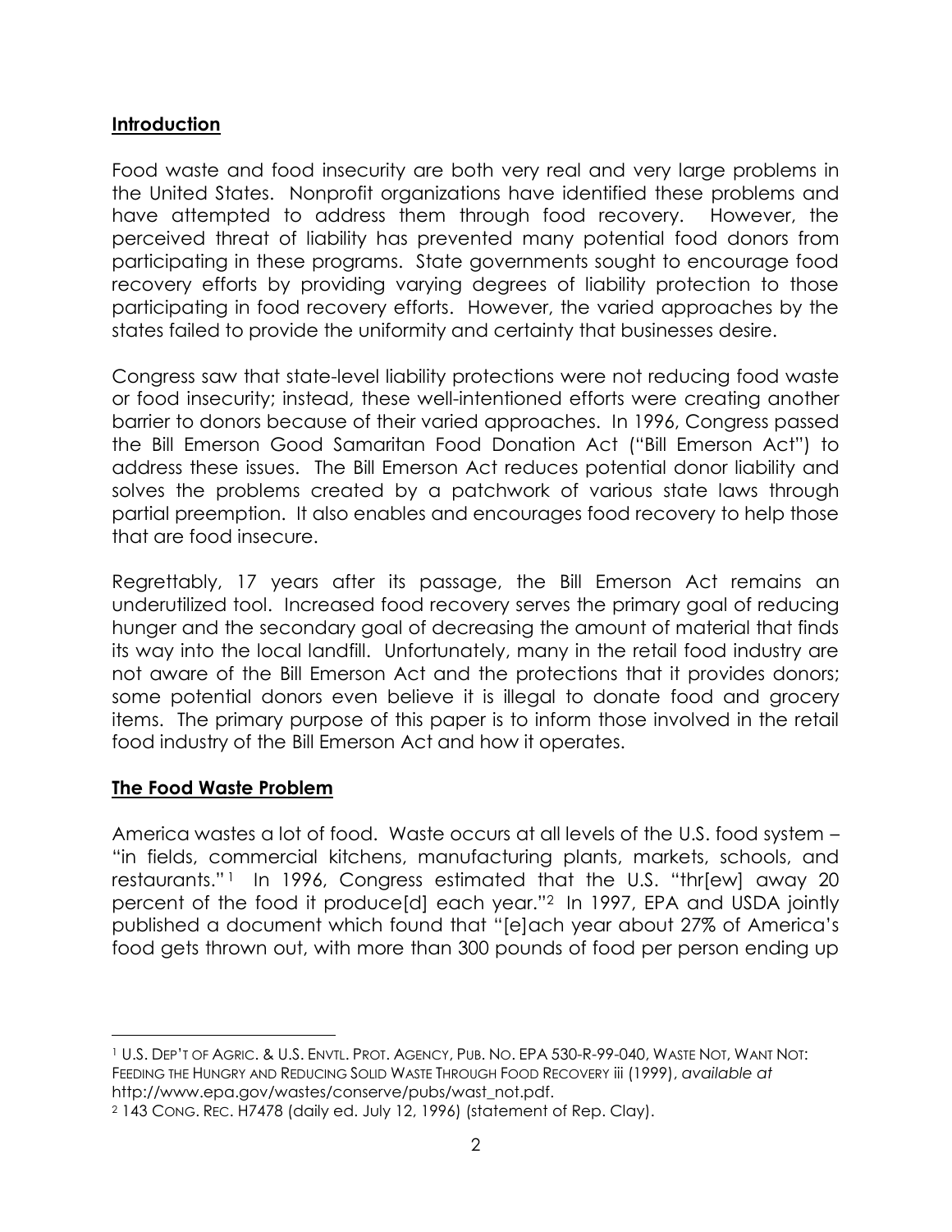## Introduction

Food waste and food insecurity are both very real and very large problems in the United States. Nonprofit organizations have identified these problems and have attempted to address them through food recovery. However, the perceived threat of liability has prevented many potential food donors from participating in these programs. State governments sought to encourage food recovery efforts by providing varying degrees of liability protection to those participating in food recovery efforts. However, the varied approaches by the states failed to provide the uniformity and certainty that businesses desire.

Congress saw that state-level liability protections were not reducing food waste or food insecurity; instead, these well-intentioned efforts were creating another barrier to donors because of their varied approaches. In 1996, Congress passed the Bill Emerson Good Samaritan Food Donation Act ("Bill Emerson Act") to address these issues. The Bill Emerson Act reduces potential donor liability and solves the problems created by a patchwork of various state laws through partial preemption. It also enables and encourages food recovery to help those that are food insecure.

Regrettably, 17 years after its passage, the Bill Emerson Act remains an underutilized tool. Increased food recovery serves the primary goal of reducing hunger and the secondary goal of decreasing the amount of material that finds its way into the local landfill. Unfortunately, many in the retail food industry are not aware of the Bill Emerson Act and the protections that it provides donors; some potential donors even believe it is illegal to donate food and grocery items. The primary purpose of this paper is to inform those involved in the retail food industry of the Bill Emerson Act and how it operates.

## The Food Waste Problem

America wastes a lot of food. Waste occurs at all levels of the U.S. food system – "in fields, commercial kitchens, manufacturing plants, markets, schools, and restaurants."[1] In 1996, Congress estimated that the U.S. "thr[ew] away 20 percent of the food it produce[d] each year."[2] In 1997, EPA and USDA jointly published a document which found that "[e]ach year about 27% of America's food gets thrown out, with more than 300 pounds of food per person ending up

---

[1] U.S. DEP'T OF AGRIC. & U.S. ENVTL. PROT. AGENCY, PUB. NO. EPA 530-R-99-040, WASTE NOT, WANT NOT: FEEDING THE HUNGRY AND REDUCING SOLID WASTE THROUGH FOOD RECOVERY iii (1999), *available at* http://www.epa.gov/wastes/conserve/pubs/wast_not.pdf.

[2] 143 CONG. REC. H7478 (daily ed. July 12, 1996) (statement of Rep. Clay).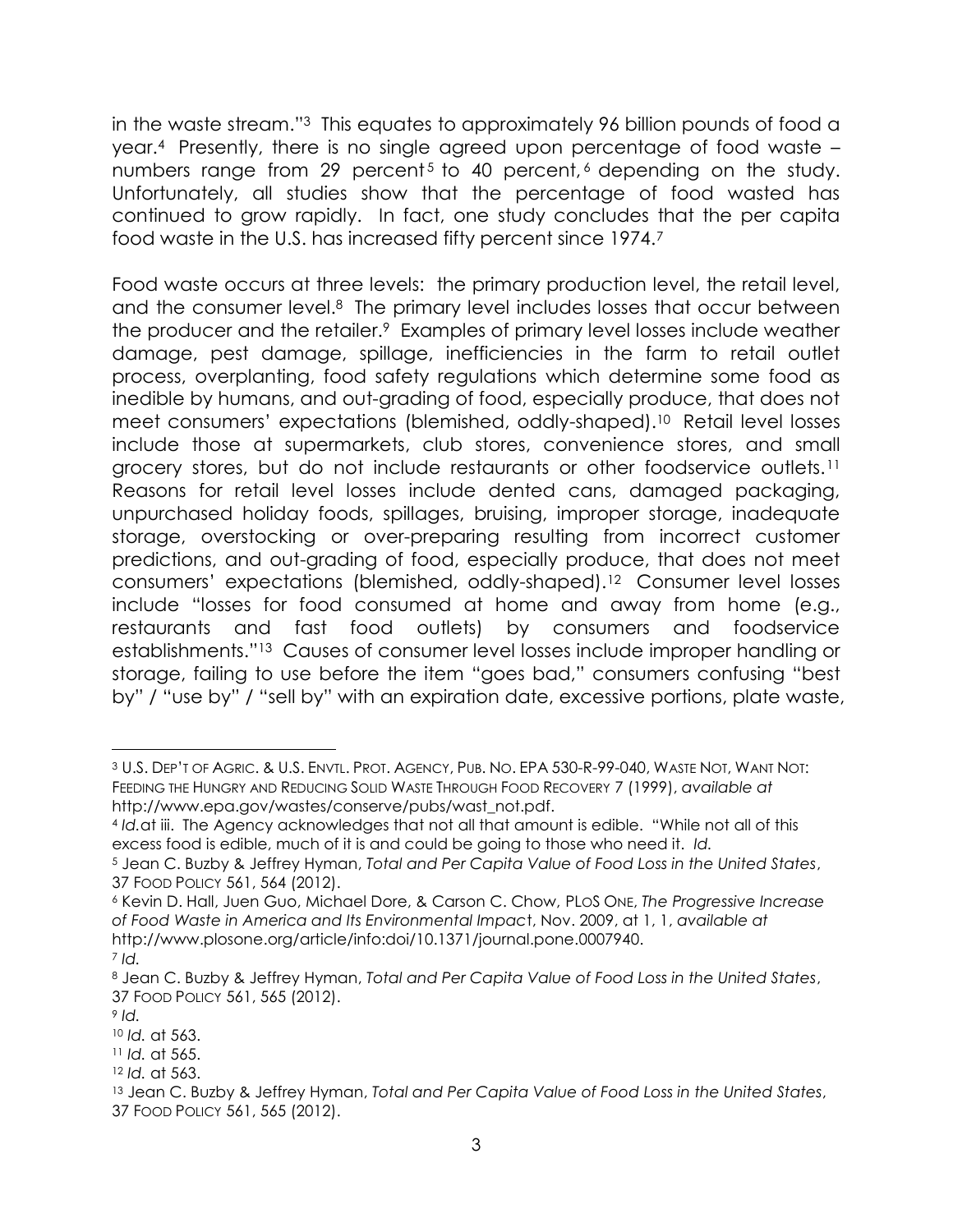in the waste stream."[3] This equates to approximately 96 billion pounds of food a year.[4] Presently, there is no single agreed upon percentage of food waste – numbers range from 29 percent[5] to 40 percent,[6] depending on the study. Unfortunately, all studies show that the percentage of food wasted has continued to grow rapidly. In fact, one study concludes that the per capita food waste in the U.S. has increased fifty percent since 1974.[7]

Food waste occurs at three levels: the primary production level, the retail level, and the consumer level.[8] The primary level includes losses that occur between the producer and the retailer.[9] Examples of primary level losses include weather damage, pest damage, spillage, inefficiencies in the farm to retail outlet process, overplanting, food safety regulations which determine some food as inedible by humans, and out-grading of food, especially produce, that does not meet consumers' expectations (blemished, oddly-shaped).[10] Retail level losses include those at supermarkets, club stores, convenience stores, and small grocery stores, but do not include restaurants or other foodservice outlets.[11] Reasons for retail level losses include dented cans, damaged packaging, unpurchased holiday foods, spillages, bruising, improper storage, inadequate storage, overstocking or over-preparing resulting from incorrect customer predictions, and out-grading of food, especially produce, that does not meet consumers' expectations (blemished, oddly-shaped).[12] Consumer level losses include "losses for food consumed at home and away from home (e.g., restaurants and fast food outlets) by consumers and foodservice establishments."[13] Causes of consumer level losses include improper handling or storage, failing to use before the item "goes bad," consumers confusing "best by" / "use by" / "sell by" with an expiration date, excessive portions, plate waste,

---

[3] U.S. DEP'T OF AGRIC. & U.S. ENVTL. PROT. AGENCY, PUB. NO. EPA 530-R-99-040, WASTE NOT, WANT NOT: FEEDING THE HUNGRY AND REDUCING SOLID WASTE THROUGH FOOD RECOVERY 7 (1999), *available at* http://www.epa.gov/wastes/conserve/pubs/wast_not.pdf.

[4] *Id.*at iii. The Agency acknowledges that not all that amount is edible. "While not all of this excess food is edible, much of it is and could be going to those who need it. *Id.*

[5] Jean C. Buzby & Jeffrey Hyman, *Total and Per Capita Value of Food Loss in the United States*, 37 FOOD POLICY 561, 564 (2012).

[6] Kevin D. Hall, Juen Guo, Michael Dore, & Carson C. Chow, PLOS ONE, *The Progressive Increase of Food Waste in America and Its Environmental Impact*, Nov. 2009, at 1, 1, *available at* http://www.plosone.org/article/info:doi/10.1371/journal.pone.0007940.

[7] *Id.*

[8] Jean C. Buzby & Jeffrey Hyman, *Total and Per Capita Value of Food Loss in the United States*, 37 FOOD POLICY 561, 565 (2012).

[9] *Id.*

[10] *Id.* at 563.

[11] *Id.* at 565.

[12] *Id.* at 563.

[13] Jean C. Buzby & Jeffrey Hyman, *Total and Per Capita Value of Food Loss in the United States*, 37 FOOD POLICY 561, 565 (2012).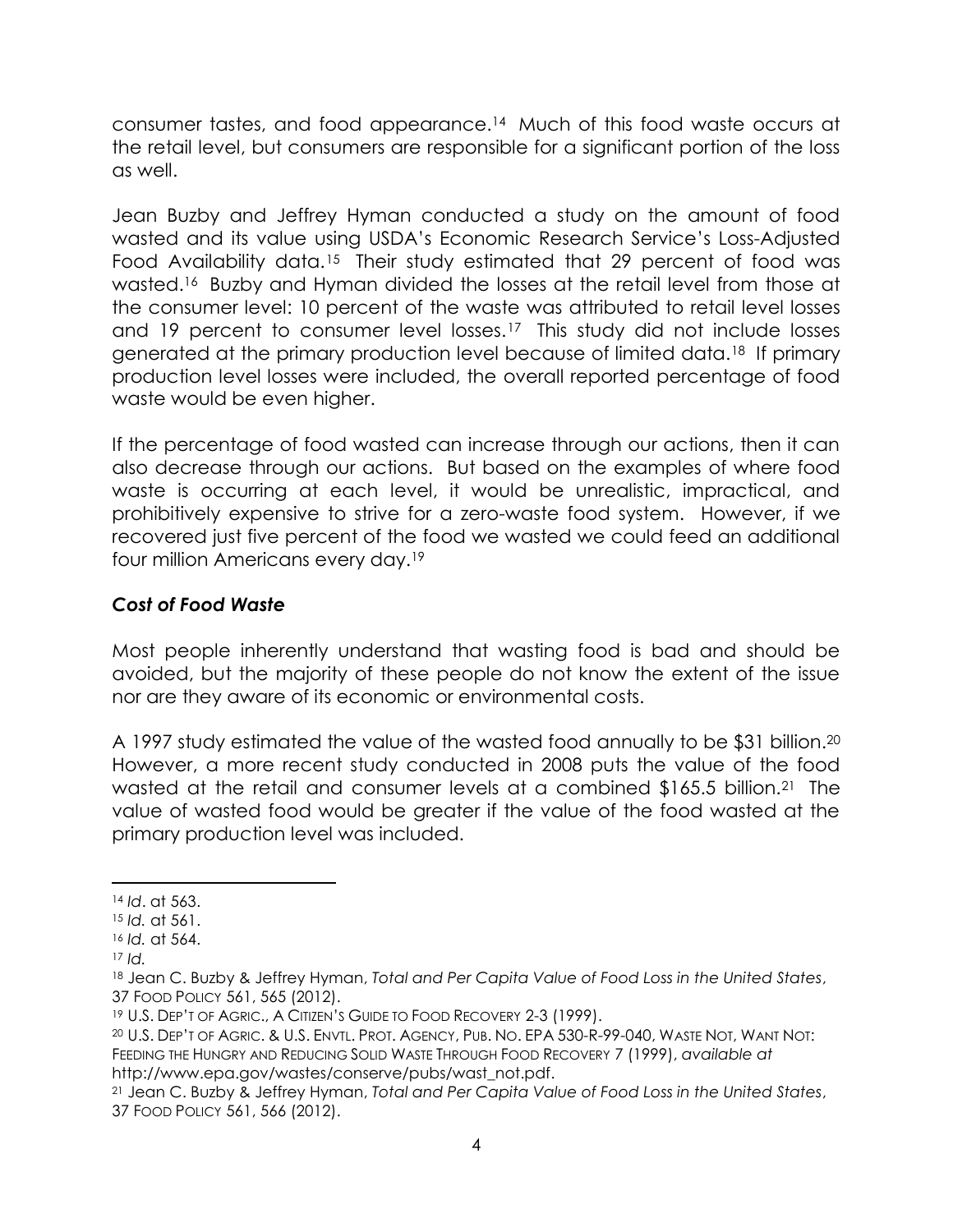consumer tastes, and food appearance.[14] Much of this food waste occurs at the retail level, but consumers are responsible for a significant portion of the loss as well.

Jean Buzby and Jeffrey Hyman conducted a study on the amount of food wasted and its value using USDA's Economic Research Service's Loss-Adjusted Food Availability data.[15] Their study estimated that 29 percent of food was wasted.[16] Buzby and Hyman divided the losses at the retail level from those at the consumer level: 10 percent of the waste was attributed to retail level losses and 19 percent to consumer level losses.[17] This study did not include losses generated at the primary production level because of limited data.[18] If primary production level losses were included, the overall reported percentage of food waste would be even higher.

If the percentage of food wasted can increase through our actions, then it can also decrease through our actions. But based on the examples of where food waste is occurring at each level, it would be unrealistic, impractical, and prohibitively expensive to strive for a zero-waste food system. However, if we recovered just five percent of the food we wasted we could feed an additional four million Americans every day.[19]

### *Cost of Food Waste*

Most people inherently understand that wasting food is bad and should be avoided, but the majority of these people do not know the extent of the issue nor are they aware of its economic or environmental costs.

A 1997 study estimated the value of the wasted food annually to be $31 billion.[20] However, a more recent study conducted in 2008 puts the value of the food wasted at the retail and consumer levels at a combined $165.5 billion.[21] The value of wasted food would be greater if the value of the food wasted at the primary production level was included.

---

[14] *Id*. at 563.

[15] *Id.* at 561.

[16] *Id.* at 564.

[17] *Id.*

[18] Jean C. Buzby & Jeffrey Hyman, *Total and Per Capita Value of Food Loss in the United States*, 37 FOOD POLICY 561, 565 (2012).

[19] U.S. DEP'T OF AGRIC., A CITIZEN'S GUIDE TO FOOD RECOVERY 2-3 (1999).

[20] U.S. DEP'T OF AGRIC. & U.S. ENVTL. PROT. AGENCY, PUB. NO. EPA 530-R-99-040, WASTE NOT, WANT NOT: FEEDING THE HUNGRY AND REDUCING SOLID WASTE THROUGH FOOD RECOVERY 7 (1999), *available at* http://www.epa.gov/wastes/conserve/pubs/wast_not.pdf.

[21] Jean C. Buzby & Jeffrey Hyman, *Total and Per Capita Value of Food Loss in the United States*, 37 FOOD POLICY 561, 566 (2012).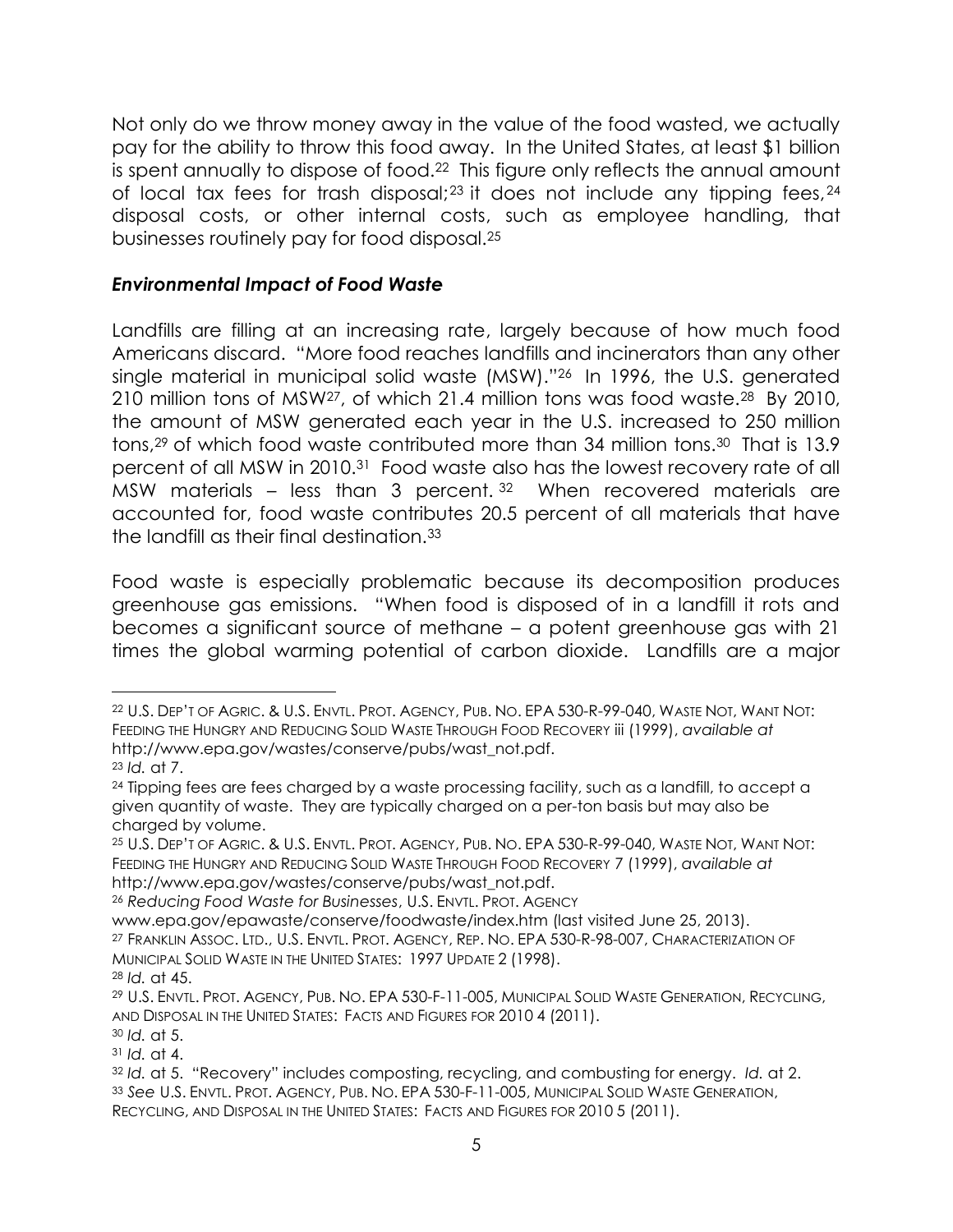Not only do we throw money away in the value of the food wasted, we actually pay for the ability to throw this food away. In the United States, at least $1 billion is spent annually to dispose of food.[22] This figure only reflects the annual amount of local tax fees for trash disposal;[23] it does not include any tipping fees,[24] disposal costs, or other internal costs, such as employee handling, that businesses routinely pay for food disposal.[25]

### *Environmental Impact of Food Waste*

Landfills are filling at an increasing rate, largely because of how much food Americans discard. "More food reaches landfills and incinerators than any other single material in municipal solid waste (MSW)."[26] In 1996, the U.S. generated 210 million tons of MSW[27], of which 21.4 million tons was food waste.[28] By 2010, the amount of MSW generated each year in the U.S. increased to 250 million tons,[29] of which food waste contributed more than 34 million tons.[30] That is 13.9 percent of all MSW in 2010.[31] Food waste also has the lowest recovery rate of all MSW materials – less than 3 percent.[32] When recovered materials are accounted for, food waste contributes 20.5 percent of all materials that have the landfill as their final destination.[33]

Food waste is especially problematic because its decomposition produces greenhouse gas emissions. "When food is disposed of in a landfill it rots and becomes a significant source of methane – a potent greenhouse gas with 21 times the global warming potential of carbon dioxide. Landfills are a major

---

[22] U.S. DEP'T OF AGRIC. & U.S. ENVTL. PROT. AGENCY, PUB. NO. EPA 530-R-99-040, WASTE NOT, WANT NOT: FEEDING THE HUNGRY AND REDUCING SOLID WASTE THROUGH FOOD RECOVERY iii (1999), *available at* http://www.epa.gov/wastes/conserve/pubs/wast_not.pdf.

[23] *Id.* at 7.

[24] Tipping fees are fees charged by a waste processing facility, such as a landfill, to accept a given quantity of waste. They are typically charged on a per-ton basis but may also be charged by volume.

[25] U.S. DEP'T OF AGRIC. & U.S. ENVTL. PROT. AGENCY, PUB. NO. EPA 530-R-99-040, WASTE NOT, WANT NOT: FEEDING THE HUNGRY AND REDUCING SOLID WASTE THROUGH FOOD RECOVERY 7 (1999), *available at* http://www.epa.gov/wastes/conserve/pubs/wast_not.pdf.

[26] *Reducing Food Waste for Businesses*, U.S. ENVTL. PROT. AGENCY www.epa.gov/epawaste/conserve/foodwaste/index.htm (last visited June 25, 2013).

[27] FRANKLIN ASSOC. LTD., U.S. ENVTL. PROT. AGENCY, REP. NO. EPA 530-R-98-007, CHARACTERIZATION OF MUNICIPAL SOLID WASTE IN THE UNITED STATES: 1997 UPDATE 2 (1998).

[28] *Id.* at 45.

[29] U.S. ENVTL. PROT. AGENCY, PUB. NO. EPA 530-F-11-005, MUNICIPAL SOLID WASTE GENERATION, RECYCLING, AND DISPOSAL IN THE UNITED STATES: FACTS AND FIGURES FOR 2010 4 (2011).

[30] *Id.* at 5.

[31] *Id.* at 4.

[32] *Id.* at 5. "Recovery" includes composting, recycling, and combusting for energy. *Id.* at 2.

[33] *See* U.S. ENVTL. PROT. AGENCY, PUB. NO. EPA 530-F-11-005, MUNICIPAL SOLID WASTE GENERATION, RECYCLING, AND DISPOSAL IN THE UNITED STATES: FACTS AND FIGURES FOR 2010 5 (2011).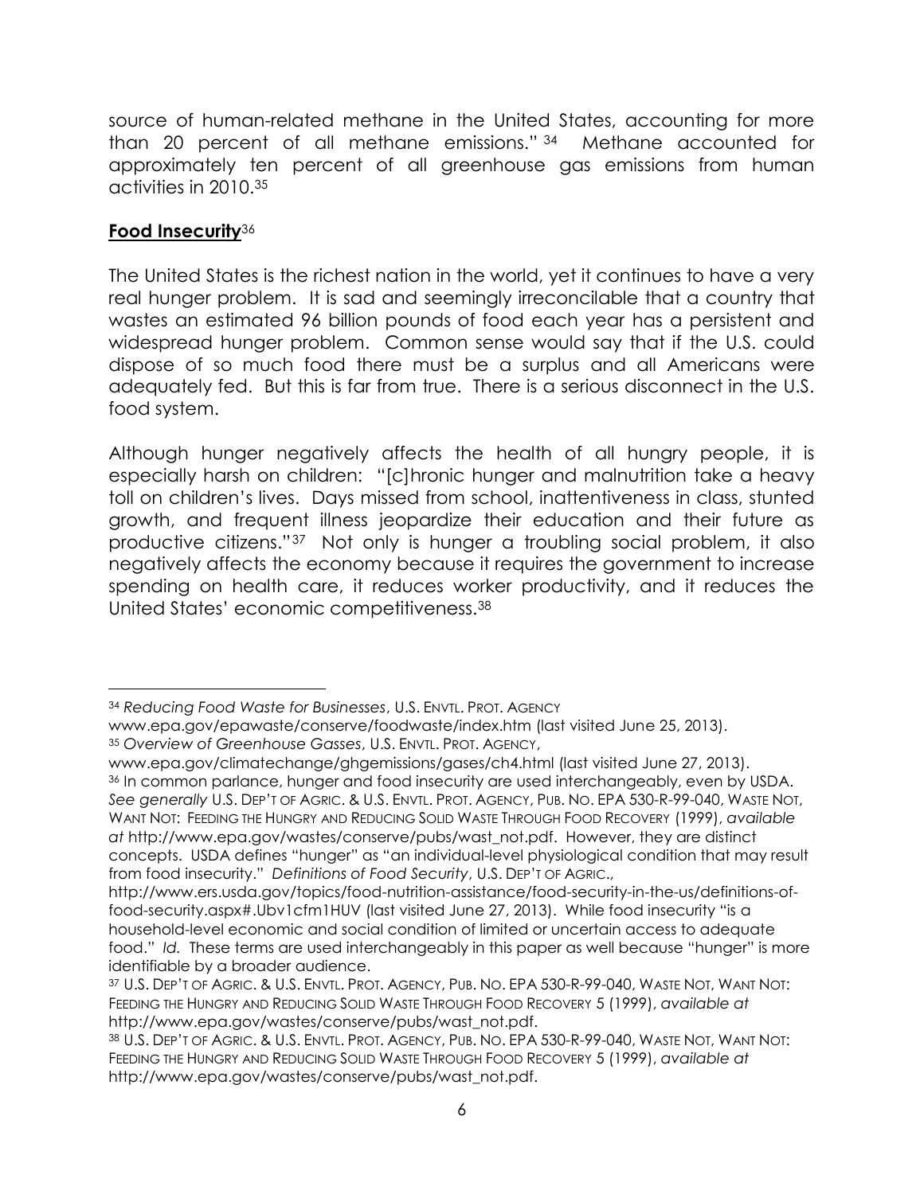source of human-related methane in the United States, accounting for more than 20 percent of all methane emissions."[34] Methane accounted for approximately ten percent of all greenhouse gas emissions from human activities in 2010.[35]

## **Food Insecurity**[36]

The United States is the richest nation in the world, yet it continues to have a very real hunger problem. It is sad and seemingly irreconcilable that a country that wastes an estimated 96 billion pounds of food each year has a persistent and widespread hunger problem. Common sense would say that if the U.S. could dispose of so much food there must be a surplus and all Americans were adequately fed. But this is far from true. There is a serious disconnect in the U.S. food system.

Although hunger negatively affects the health of all hungry people, it is especially harsh on children: "[c]hronic hunger and malnutrition take a heavy toll on children's lives. Days missed from school, inattentiveness in class, stunted growth, and frequent illness jeopardize their education and their future as productive citizens."[37] Not only is hunger a troubling social problem, it also negatively affects the economy because it requires the government to increase spending on health care, it reduces worker productivity, and it reduces the United States' economic competitiveness.[38]

---

[34] *Reducing Food Waste for Businesses*, U.S. ENVTL. PROT. AGENCY www.epa.gov/epawaste/conserve/foodwaste/index.htm (last visited June 25, 2013).

[35] *Overview of Greenhouse Gasses*, U.S. ENVTL. PROT. AGENCY, www.epa.gov/climatechange/ghgemissions/gases/ch4.html (last visited June 27, 2013).

[36] In common parlance, hunger and food insecurity are used interchangeably, even by USDA. *See generally* U.S. DEP'T OF AGRIC. & U.S. ENVTL. PROT. AGENCY, PUB. NO. EPA 530-R-99-040, WASTE NOT, WANT NOT: FEEDING THE HUNGRY AND REDUCING SOLID WASTE THROUGH FOOD RECOVERY (1999), *available at* http://www.epa.gov/wastes/conserve/pubs/wast_not.pdf. However, they are distinct concepts. USDA defines "hunger" as "an individual-level physiological condition that may result from food insecurity." *Definitions of Food Security*, U.S. DEP'T OF AGRIC., http://www.ers.usda.gov/topics/food-nutrition-assistance/food-security-in-the-us/definitions-of-food-security.aspx#.Ubv1cfm1HUV (last visited June 27, 2013). While food insecurity "is a household-level economic and social condition of limited or uncertain access to adequate food." *Id.* These terms are used interchangeably in this paper as well because "hunger" is more identifiable by a broader audience.

[37] U.S. DEP'T OF AGRIC. & U.S. ENVTL. PROT. AGENCY, PUB. NO. EPA 530-R-99-040, WASTE NOT, WANT NOT: FEEDING THE HUNGRY AND REDUCING SOLID WASTE THROUGH FOOD RECOVERY 5 (1999), *available at* http://www.epa.gov/wastes/conserve/pubs/wast_not.pdf.

[38] U.S. DEP'T OF AGRIC. & U.S. ENVTL. PROT. AGENCY, PUB. NO. EPA 530-R-99-040, WASTE NOT, WANT NOT: FEEDING THE HUNGRY AND REDUCING SOLID WASTE THROUGH FOOD RECOVERY 5 (1999), *available at* http://www.epa.gov/wastes/conserve/pubs/wast_not.pdf.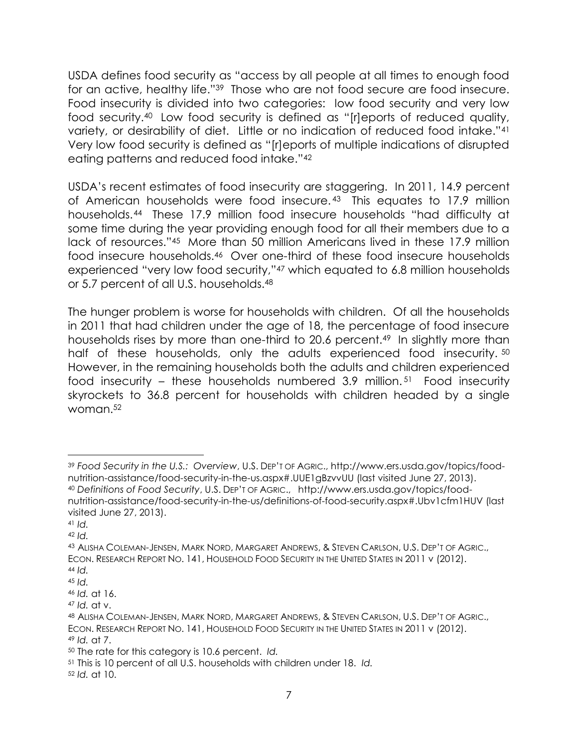USDA defines food security as "access by all people at all times to enough food for an active, healthy life."[39] Those who are not food secure are food insecure. Food insecurity is divided into two categories: low food security and very low food security.[40] Low food security is defined as "[r]eports of reduced quality, variety, or desirability of diet. Little or no indication of reduced food intake."[41] Very low food security is defined as "[r]eports of multiple indications of disrupted eating patterns and reduced food intake."[42]

USDA's recent estimates of food insecurity are staggering. In 2011, 14.9 percent of American households were food insecure.[43] This equates to 17.9 million households.[44] These 17.9 million food insecure households "had difficulty at some time during the year providing enough food for all their members due to a lack of resources."[45] More than 50 million Americans lived in these 17.9 million food insecure households.[46] Over one-third of these food insecure households experienced "very low food security,"[47] which equated to 6.8 million households or 5.7 percent of all U.S. households.[48]

The hunger problem is worse for households with children. Of all the households in 2011 that had children under the age of 18, the percentage of food insecure households rises by more than one-third to 20.6 percent.[49] In slightly more than half of these households, only the adults experienced food insecurity.[50] However, in the remaining households both the adults and children experienced food insecurity – these households numbered 3.9 million.[51] Food insecurity skyrockets to 36.8 percent for households with children headed by a single woman.[52]

---

[39] *Food Security in the U.S.: Overview*, U.S. DEP'T OF AGRIC., http://www.ers.usda.gov/topics/food-nutrition-assistance/food-security-in-the-us.aspx#.UUE1gBzvvUU (last visited June 27, 2013).

[40] *Definitions of Food Security*, U.S. DEP'T OF AGRIC., http://www.ers.usda.gov/topics/food-nutrition-assistance/food-security-in-the-us/definitions-of-food-security.aspx#.Ubv1cfm1HUV (last visited June 27, 2013).

[41] *Id.*

[42] *Id.*

[43] ALISHA COLEMAN-JENSEN, MARK NORD, MARGARET ANDREWS, & STEVEN CARLSON, U.S. DEP'T OF AGRIC., ECON. RESEARCH REPORT NO. 141, HOUSEHOLD FOOD SECURITY IN THE UNITED STATES IN 2011 v (2012).

[44] *Id.*

[45] *Id.*

[46] *Id.* at 16.

[47] *Id.* at v.

[48] ALISHA COLEMAN-JENSEN, MARK NORD, MARGARET ANDREWS, & STEVEN CARLSON, U.S. DEP'T OF AGRIC., ECON. RESEARCH REPORT NO. 141, HOUSEHOLD FOOD SECURITY IN THE UNITED STATES IN 2011 v (2012).

[49] *Id.* at 7.

[50] The rate for this category is 10.6 percent. *Id.*

[51] This is 10 percent of all U.S. households with children under 18. *Id.*

[52] *Id.* at 10.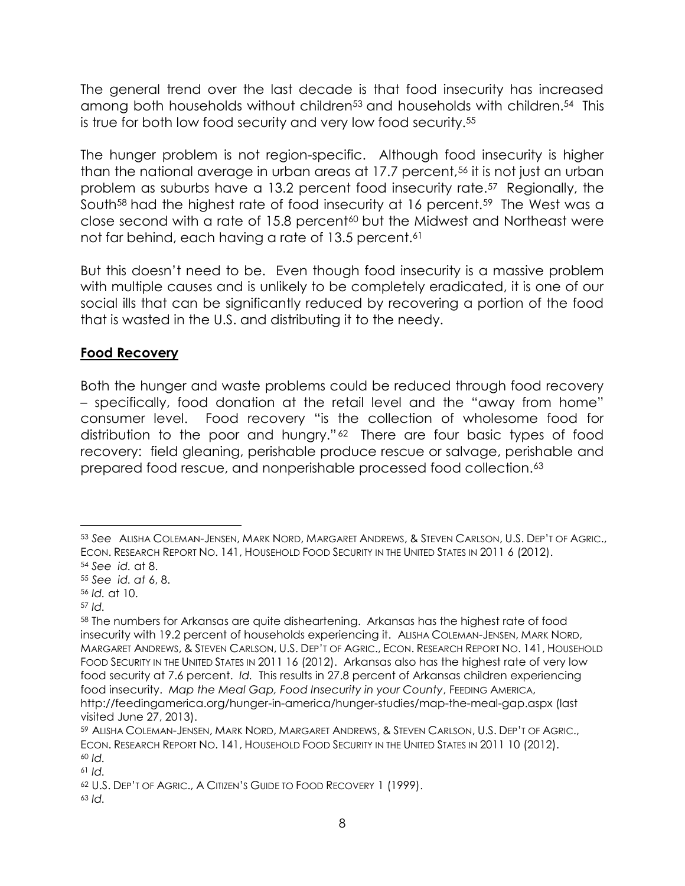The general trend over the last decade is that food insecurity has increased among both households without children[53] and households with children.[54] This is true for both low food security and very low food security.[55]

The hunger problem is not region-specific. Although food insecurity is higher than the national average in urban areas at 17.7 percent,[56] it is not just an urban problem as suburbs have a 13.2 percent food insecurity rate.[57] Regionally, the South[58] had the highest rate of food insecurity at 16 percent.[59] The West was a close second with a rate of 15.8 percent[60] but the Midwest and Northeast were not far behind, each having a rate of 13.5 percent.[61]

But this doesn't need to be. Even though food insecurity is a massive problem with multiple causes and is unlikely to be completely eradicated, it is one of our social ills that can be significantly reduced by recovering a portion of the food that is wasted in the U.S. and distributing it to the needy.

## Food Recovery

Both the hunger and waste problems could be reduced through food recovery – specifically, food donation at the retail level and the "away from home" consumer level. Food recovery "is the collection of wholesome food for distribution to the poor and hungry."[62] There are four basic types of food recovery: field gleaning, perishable produce rescue or salvage, perishable and prepared food rescue, and nonperishable processed food collection.[63]

---

[53] *See* ALISHA COLEMAN-JENSEN, MARK NORD, MARGARET ANDREWS, & STEVEN CARLSON, U.S. DEP'T OF AGRIC., ECON. RESEARCH REPORT NO. 141, HOUSEHOLD FOOD SECURITY IN THE UNITED STATES IN 2011 6 (2012).

[54] *See id.* at 8.

[55] *See id. at* 6, 8.

[56] *Id.* at 10.

[57] *Id.*

[58] The numbers for Arkansas are quite disheartening. Arkansas has the highest rate of food insecurity with 19.2 percent of households experiencing it. ALISHA COLEMAN-JENSEN, MARK NORD, MARGARET ANDREWS, & STEVEN CARLSON, U.S. DEP'T OF AGRIC., ECON. RESEARCH REPORT NO. 141, HOUSEHOLD FOOD SECURITY IN THE UNITED STATES IN 2011 16 (2012). Arkansas also has the highest rate of very low food security at 7.6 percent. *Id.* This results in 27.8 percent of Arkansas children experiencing food insecurity. *Map the Meal Gap, Food Insecurity in your County*, FEEDING AMERICA, http://feedingamerica.org/hunger-in-america/hunger-studies/map-the-meal-gap.aspx (last visited June 27, 2013).

[59] ALISHA COLEMAN-JENSEN, MARK NORD, MARGARET ANDREWS, & STEVEN CARLSON, U.S. DEP'T OF AGRIC., ECON. RESEARCH REPORT NO. 141, HOUSEHOLD FOOD SECURITY IN THE UNITED STATES IN 2011 10 (2012).

[60] *Id.*

[61] *Id.*

[62] U.S. DEP'T OF AGRIC., A CITIZEN'S GUIDE TO FOOD RECOVERY 1 (1999).

[63] *Id.*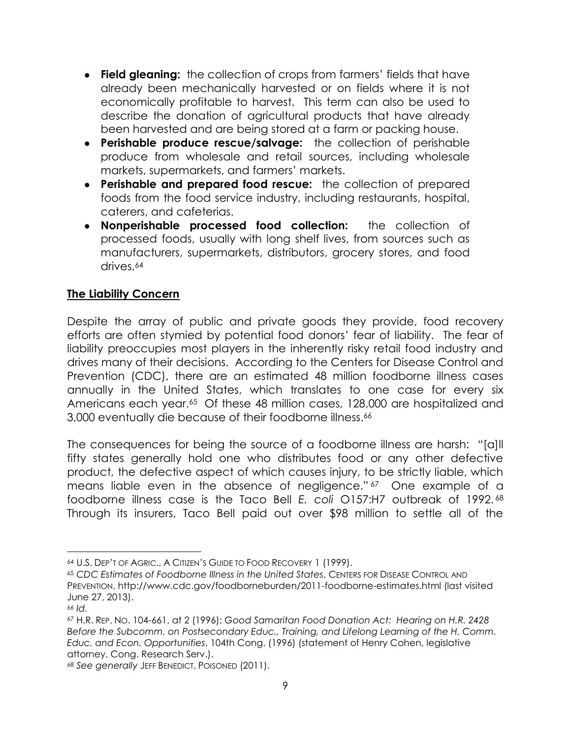- **Field gleaning:** the collection of crops from farmers' fields that have already been mechanically harvested or on fields where it is not economically profitable to harvest. This term can also be used to describe the donation of agricultural products that have already been harvested and are being stored at a farm or packing house.
- **Perishable produce rescue/salvage:** the collection of perishable produce from wholesale and retail sources, including wholesale markets, supermarkets, and farmers' markets.
- **Perishable and prepared food rescue:** the collection of prepared foods from the food service industry, including restaurants, hospital, caterers, and cafeterias.
- **Nonperishable processed food collection:** the collection of processed foods, usually with long shelf lives, from sources such as manufacturers, supermarkets, distributors, grocery stores, and food drives.[64]

## **The Liability Concern**

Despite the array of public and private goods they provide, food recovery efforts are often stymied by potential food donors' fear of liability. The fear of liability preoccupies most players in the inherently risky retail food industry and drives many of their decisions. According to the Centers for Disease Control and Prevention (CDC), there are an estimated 48 million foodborne illness cases annually in the United States, which translates to one case for every six Americans each year.[65] Of these 48 million cases, 128,000 are hospitalized and 3,000 eventually die because of their foodborne illness.[66]

The consequences for being the source of a foodborne illness are harsh: "[a]ll fifty states generally hold one who distributes food or any other defective product, the defective aspect of which causes injury, to be strictly liable, which means liable even in the absence of negligence."[67] One example of a foodborne illness case is the Taco Bell *E. coli* O157:H7 outbreak of 1992.[68] Through its insurers, Taco Bell paid out over $98 million to settle all of the

---

[64] U.S. DEP'T OF AGRIC., A CITIZEN'S GUIDE TO FOOD RECOVERY 1 (1999).

[65] *CDC Estimates of Foodborne Illness in the United States*, CENTERS FOR DISEASE CONTROL AND PREVENTION, http://www.cdc.gov/foodborneburden/2011-foodborne-estimates.html (last visited June 27, 2013).

[66] *Id.*

[67] H.R. REP. NO. 104-661, at 2 (1996); *Good Samaritan Food Donation Act: Hearing on H.R. 2428 Before the Subcomm. on Postsecondary Educ., Training, and Lifelong Learning of the H. Comm. Educ. and Econ. Opportunities*, 104th Cong. (1996) (statement of Henry Cohen, legislative attorney, Cong. Research Serv.).

[68] *See generally* JEFF BENEDICT, POISONED (2011).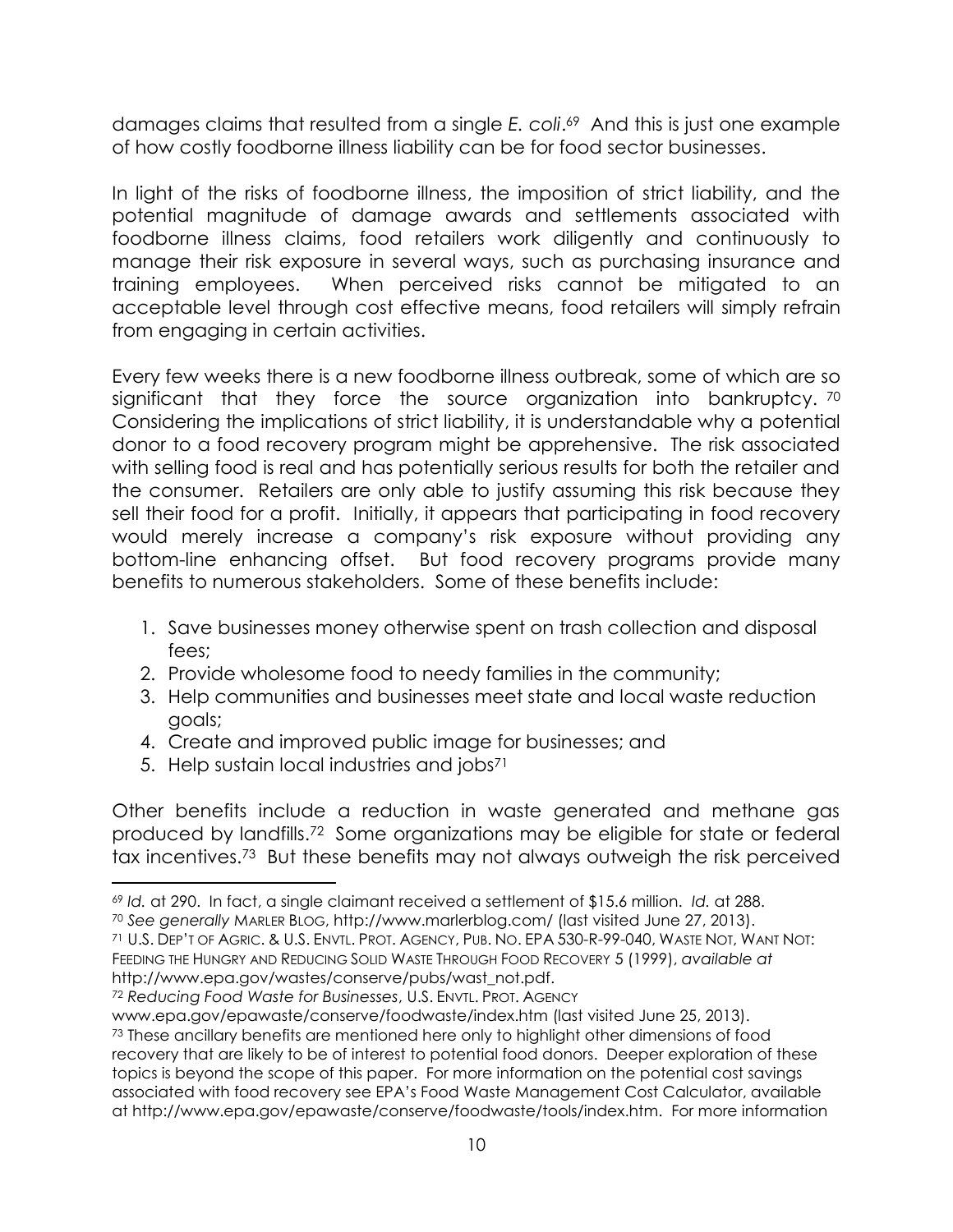damages claims that resulted from a single *E. coli*.[69] And this is just one example of how costly foodborne illness liability can be for food sector businesses.

In light of the risks of foodborne illness, the imposition of strict liability, and the potential magnitude of damage awards and settlements associated with foodborne illness claims, food retailers work diligently and continuously to manage their risk exposure in several ways, such as purchasing insurance and training employees. When perceived risks cannot be mitigated to an acceptable level through cost effective means, food retailers will simply refrain from engaging in certain activities.

Every few weeks there is a new foodborne illness outbreak, some of which are so significant that they force the source organization into bankruptcy. [70] Considering the implications of strict liability, it is understandable why a potential donor to a food recovery program might be apprehensive. The risk associated with selling food is real and has potentially serious results for both the retailer and the consumer. Retailers are only able to justify assuming this risk because they sell their food for a profit. Initially, it appears that participating in food recovery would merely increase a company's risk exposure without providing any bottom-line enhancing offset. But food recovery programs provide many benefits to numerous stakeholders. Some of these benefits include:

1. Save businesses money otherwise spent on trash collection and disposal fees;
2. Provide wholesome food to needy families in the community;
3. Help communities and businesses meet state and local waste reduction goals;
4. Create and improved public image for businesses; and
5. Help sustain local industries and jobs[71]

Other benefits include a reduction in waste generated and methane gas produced by landfills.[72] Some organizations may be eligible for state or federal tax incentives.[73] But these benefits may not always outweigh the risk perceived

---

[69] *Id.* at 290. In fact, a single claimant received a settlement of $15.6 million. *Id.* at 288.

[70] *See generally* MARLER BLOG, http://www.marlerblog.com/ (last visited June 27, 2013).

[71] U.S. DEP'T OF AGRIC. & U.S. ENVTL. PROT. AGENCY, PUB. NO. EPA 530-R-99-040, WASTE NOT, WANT NOT: FEEDING THE HUNGRY AND REDUCING SOLID WASTE THROUGH FOOD RECOVERY 5 (1999), *available at* http://www.epa.gov/wastes/conserve/pubs/wast_not.pdf.

[72] *Reducing Food Waste for Businesses*, U.S. ENVTL. PROT. AGENCY www.epa.gov/epawaste/conserve/foodwaste/index.htm (last visited June 25, 2013).

[73] These ancillary benefits are mentioned here only to highlight other dimensions of food recovery that are likely to be of interest to potential food donors. Deeper exploration of these topics is beyond the scope of this paper. For more information on the potential cost savings associated with food recovery see EPA's Food Waste Management Cost Calculator, available at http://www.epa.gov/epawaste/conserve/foodwaste/tools/index.htm. For more information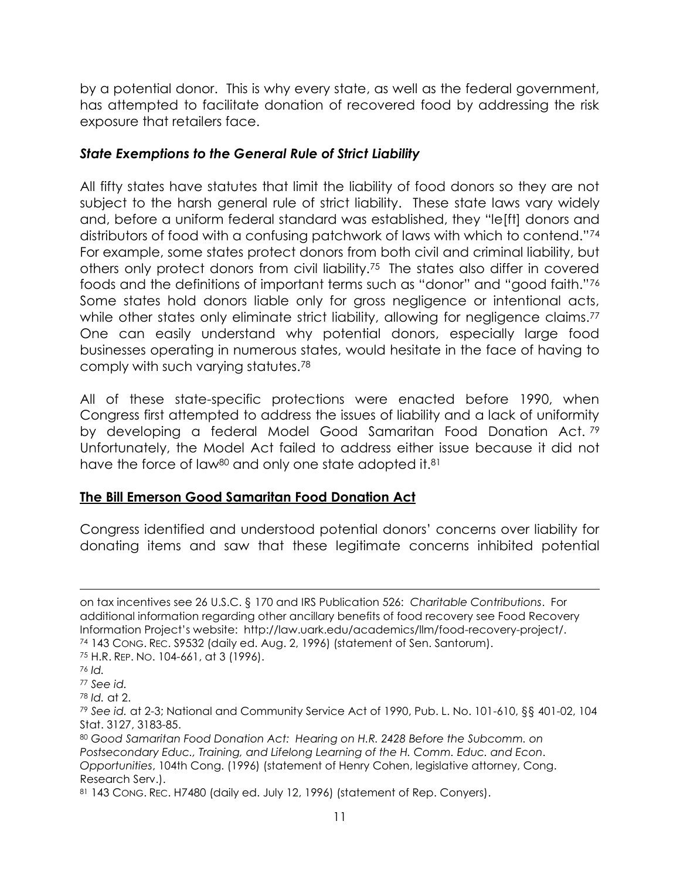by a potential donor. This is why every state, as well as the federal government, has attempted to facilitate donation of recovered food by addressing the risk exposure that retailers face.

### *State Exemptions to the General Rule of Strict Liability*

All fifty states have statutes that limit the liability of food donors so they are not subject to the harsh general rule of strict liability. These state laws vary widely and, before a uniform federal standard was established, they "le[ft] donors and distributors of food with a confusing patchwork of laws with which to contend."[74] For example, some states protect donors from both civil and criminal liability, but others only protect donors from civil liability.[75] The states also differ in covered foods and the definitions of important terms such as "donor" and "good faith."[76] Some states hold donors liable only for gross negligence or intentional acts, while other states only eliminate strict liability, allowing for negligence claims.[77] One can easily understand why potential donors, especially large food businesses operating in numerous states, would hesitate in the face of having to comply with such varying statutes.[78]

All of these state-specific protections were enacted before 1990, when Congress first attempted to address the issues of liability and a lack of uniformity by developing a federal Model Good Samaritan Food Donation Act.[79] Unfortunately, the Model Act failed to address either issue because it did not have the force of law[80] and only one state adopted it.[81]

### **The Bill Emerson Good Samaritan Food Donation Act**

Congress identified and understood potential donors' concerns over liability for donating items and saw that these legitimate concerns inhibited potential

---

on tax incentives see 26 U.S.C. § 170 and IRS Publication 526: *Charitable Contributions*. For additional information regarding other ancillary benefits of food recovery see Food Recovery Information Project's website: http://law.uark.edu/academics/llm/food-recovery-project/.

[74] 143 CONG. REC. S9532 (daily ed. Aug. 2, 1996) (statement of Sen. Santorum).

[75] H.R. REP. NO. 104-661, at 3 (1996).

[76] *Id.*

[77] *See id.*

[78] *Id.* at 2.

[79] *See id.* at 2-3; National and Community Service Act of 1990, Pub. L. No. 101-610, §§ 401-02, 104 Stat. 3127, 3183-85.

[80] *Good Samaritan Food Donation Act: Hearing on H.R. 2428 Before the Subcomm. on Postsecondary Educ., Training, and Lifelong Learning of the H. Comm. Educ. and Econ. Opportunities*, 104th Cong. (1996) (statement of Henry Cohen, legislative attorney, Cong. Research Serv.).

[81] 143 CONG. REC. H7480 (daily ed. July 12, 1996) (statement of Rep. Conyers).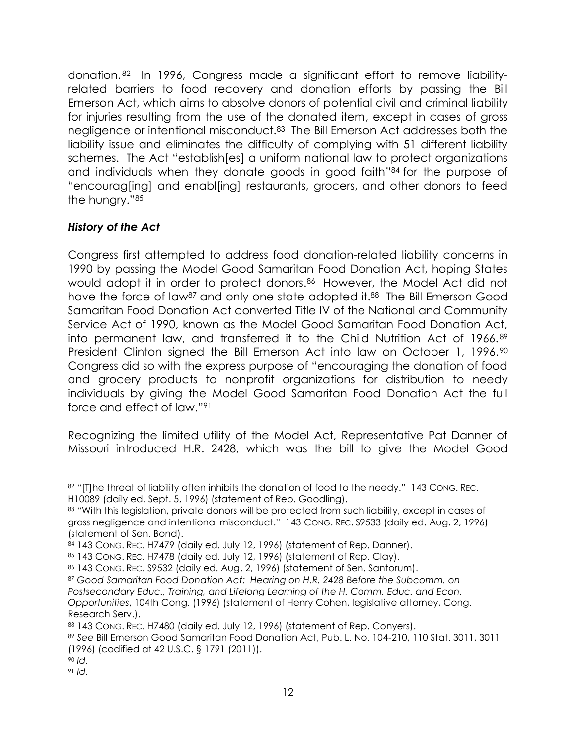donation.[82] In 1996, Congress made a significant effort to remove liability-related barriers to food recovery and donation efforts by passing the Bill Emerson Act, which aims to absolve donors of potential civil and criminal liability for injuries resulting from the use of the donated item, except in cases of gross negligence or intentional misconduct.[83] The Bill Emerson Act addresses both the liability issue and eliminates the difficulty of complying with 51 different liability schemes. The Act "establish[es] a uniform national law to protect organizations and individuals when they donate goods in good faith"[84] for the purpose of "encourag[ing] and enabl[ing] restaurants, grocers, and other donors to feed the hungry."[85]

### *History of the Act*

Congress first attempted to address food donation-related liability concerns in 1990 by passing the Model Good Samaritan Food Donation Act, hoping States would adopt it in order to protect donors.[86] However, the Model Act did not have the force of law[87] and only one state adopted it.[88] The Bill Emerson Good Samaritan Food Donation Act converted Title IV of the National and Community Service Act of 1990, known as the Model Good Samaritan Food Donation Act, into permanent law, and transferred it to the Child Nutrition Act of 1966.[89] President Clinton signed the Bill Emerson Act into law on October 1, 1996.[90] Congress did so with the express purpose of "encouraging the donation of food and grocery products to nonprofit organizations for distribution to needy individuals by giving the Model Good Samaritan Food Donation Act the full force and effect of law."[91]

Recognizing the limited utility of the Model Act, Representative Pat Danner of Missouri introduced H.R. 2428, which was the bill to give the Model Good

---

[82] "[T]he threat of liability often inhibits the donation of food to the needy." 143 CONG. REC. H10089 (daily ed. Sept. 5, 1996) (statement of Rep. Goodling).

[83] "With this legislation, private donors will be protected from such liability, except in cases of gross negligence and intentional misconduct." 143 CONG. REC. S9533 (daily ed. Aug. 2, 1996) (statement of Sen. Bond).

[84] 143 CONG. REC. H7479 (daily ed. July 12, 1996) (statement of Rep. Danner).

[85] 143 CONG. REC. H7478 (daily ed. July 12, 1996) (statement of Rep. Clay).

[86] 143 CONG. REC. S9532 (daily ed. Aug. 2, 1996) (statement of Sen. Santorum).

[87] *Good Samaritan Food Donation Act: Hearing on H.R. 2428 Before the Subcomm. on Postsecondary Educ., Training, and Lifelong Learning of the H. Comm. Educ. and Econ. Opportunities*, 104th Cong. (1996) (statement of Henry Cohen, legislative attorney, Cong. Research Serv.).

[88] 143 CONG. REC. H7480 (daily ed. July 12, 1996) (statement of Rep. Conyers).

[89] *See* Bill Emerson Good Samaritan Food Donation Act, Pub. L. No. 104-210, 110 Stat. 3011, 3011 (1996) (codified at 42 U.S.C. § 1791 (2011)).

[90] *Id.*

[91] *Id.*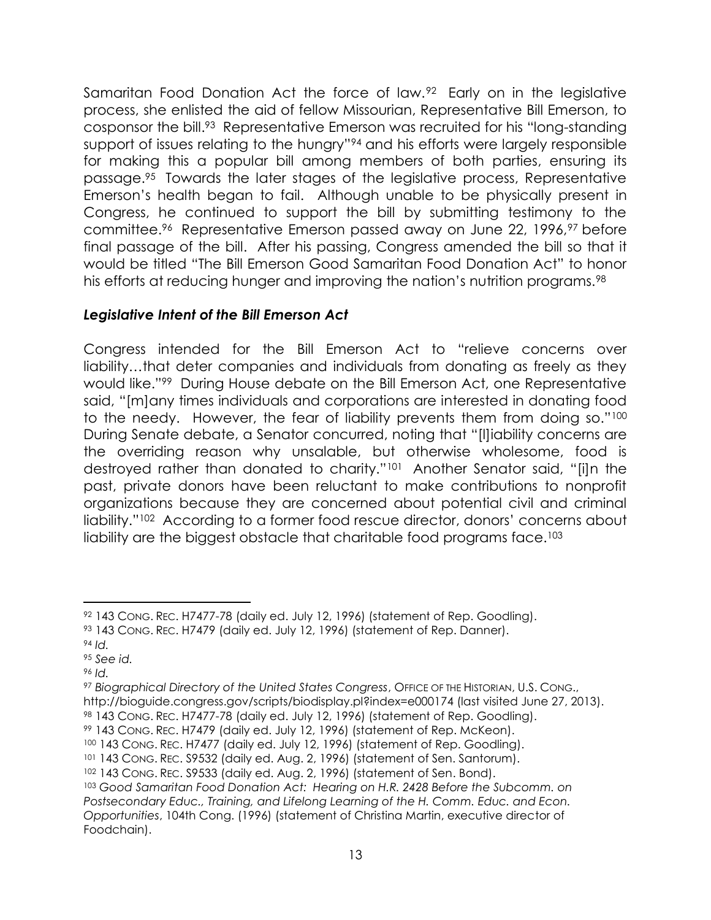Samaritan Food Donation Act the force of law.[92] Early on in the legislative process, she enlisted the aid of fellow Missourian, Representative Bill Emerson, to cosponsor the bill.[93] Representative Emerson was recruited for his "long-standing support of issues relating to the hungry"[94] and his efforts were largely responsible for making this a popular bill among members of both parties, ensuring its passage.[95] Towards the later stages of the legislative process, Representative Emerson's health began to fail. Although unable to be physically present in Congress, he continued to support the bill by submitting testimony to the committee.[96] Representative Emerson passed away on June 22, 1996,[97] before final passage of the bill. After his passing, Congress amended the bill so that it would be titled "The Bill Emerson Good Samaritan Food Donation Act" to honor his efforts at reducing hunger and improving the nation's nutrition programs.[98]

### *Legislative Intent of the Bill Emerson Act*

Congress intended for the Bill Emerson Act to "relieve concerns over liability…that deter companies and individuals from donating as freely as they would like."[99] During House debate on the Bill Emerson Act, one Representative said, "[m]any times individuals and corporations are interested in donating food to the needy. However, the fear of liability prevents them from doing so."[100] During Senate debate, a Senator concurred, noting that "[l]iability concerns are the overriding reason why unsalable, but otherwise wholesome, food is destroyed rather than donated to charity."[101] Another Senator said, "[i]n the past, private donors have been reluctant to make contributions to nonprofit organizations because they are concerned about potential civil and criminal liability."[102] According to a former food rescue director, donors' concerns about liability are the biggest obstacle that charitable food programs face.[103]

---

[92] 143 CONG. REC. H7477-78 (daily ed. July 12, 1996) (statement of Rep. Goodling).

[93] 143 CONG. REC. H7479 (daily ed. July 12, 1996) (statement of Rep. Danner).

[94] *Id.*

[95] *See id.*

[96] *Id.*

[97] *Biographical Directory of the United States Congress*, OFFICE OF THE HISTORIAN, U.S. CONG., http://bioguide.congress.gov/scripts/biodisplay.pl?index=e000174 (last visited June 27, 2013).

[98] 143 CONG. REC. H7477-78 (daily ed. July 12, 1996) (statement of Rep. Goodling).

[99] 143 CONG. REC. H7479 (daily ed. July 12, 1996) (statement of Rep. McKeon).

[100] 143 CONG. REC. H7477 (daily ed. July 12, 1996) (statement of Rep. Goodling).

[101] 143 CONG. REC. S9532 (daily ed. Aug. 2, 1996) (statement of Sen. Santorum).

[102] 143 CONG. REC. S9533 (daily ed. Aug. 2, 1996) (statement of Sen. Bond).

[103] *Good Samaritan Food Donation Act: Hearing on H.R. 2428 Before the Subcomm. on Postsecondary Educ., Training, and Lifelong Learning of the H. Comm. Educ. and Econ. Opportunities*, 104th Cong. (1996) (statement of Christina Martin, executive director of Foodchain).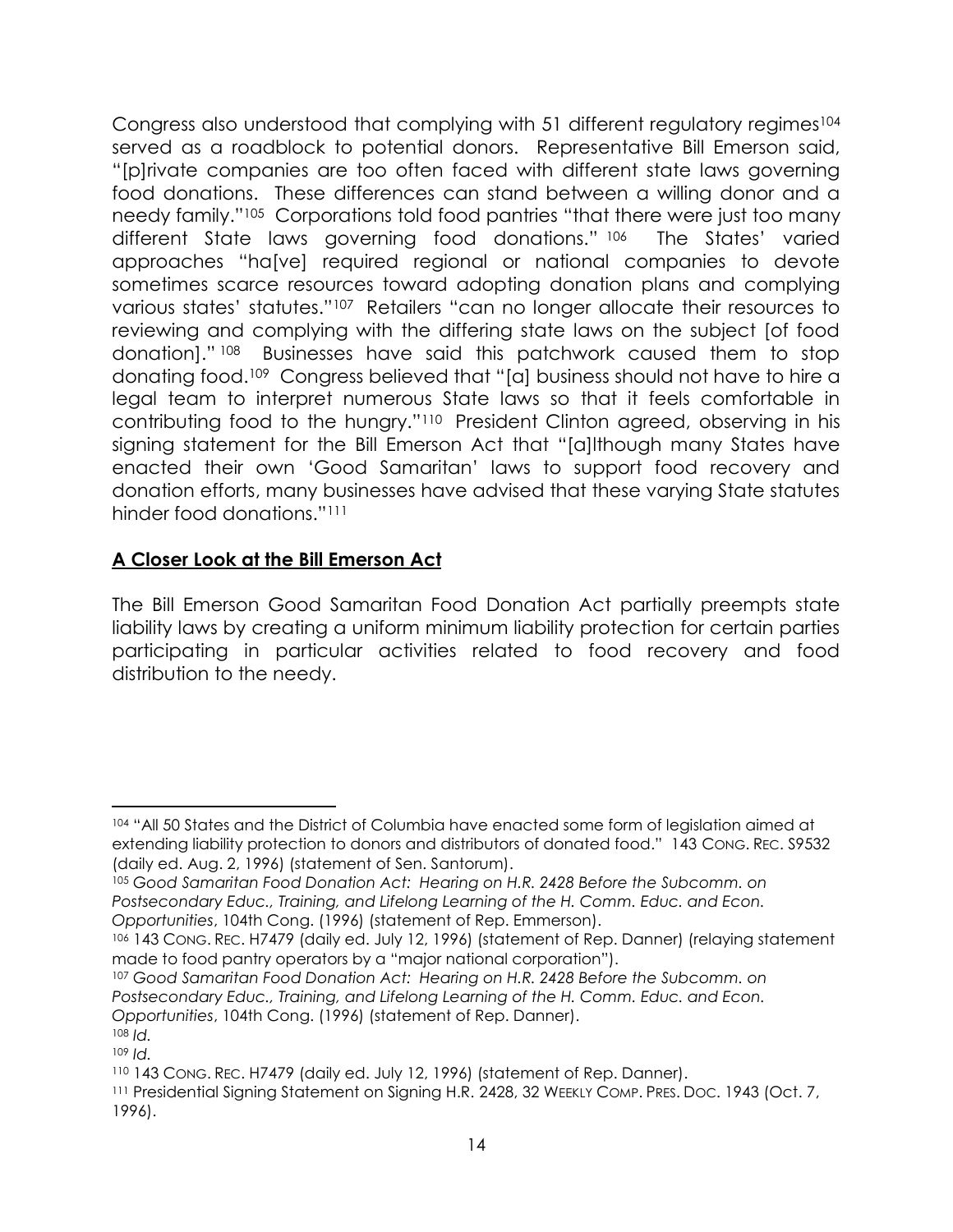Congress also understood that complying with 51 different regulatory regimes[104] served as a roadblock to potential donors. Representative Bill Emerson said, "[p]rivate companies are too often faced with different state laws governing food donations. These differences can stand between a willing donor and a needy family."[105] Corporations told food pantries "that there were just too many different State laws governing food donations."[106] The States' varied approaches "ha[ve] required regional or national companies to devote sometimes scarce resources toward adopting donation plans and complying various states' statutes."[107] Retailers "can no longer allocate their resources to reviewing and complying with the differing state laws on the subject [of food donation]."[108] Businesses have said this patchwork caused them to stop donating food.[109] Congress believed that "[a] business should not have to hire a legal team to interpret numerous State laws so that it feels comfortable in contributing food to the hungry."[110] President Clinton agreed, observing in his signing statement for the Bill Emerson Act that "[a]lthough many States have enacted their own 'Good Samaritan' laws to support food recovery and donation efforts, many businesses have advised that these varying State statutes hinder food donations."[111]

## **A Closer Look at the Bill Emerson Act**

The Bill Emerson Good Samaritan Food Donation Act partially preempts state liability laws by creating a uniform minimum liability protection for certain parties participating in particular activities related to food recovery and food distribution to the needy.

---

[104] "All 50 States and the District of Columbia have enacted some form of legislation aimed at extending liability protection to donors and distributors of donated food." 143 CONG. REC. S9532 (daily ed. Aug. 2, 1996) (statement of Sen. Santorum).

[105] *Good Samaritan Food Donation Act: Hearing on H.R. 2428 Before the Subcomm. on Postsecondary Educ., Training, and Lifelong Learning of the H. Comm. Educ. and Econ. Opportunities*, 104th Cong. (1996) (statement of Rep. Emmerson).

[106] 143 CONG. REC. H7479 (daily ed. July 12, 1996) (statement of Rep. Danner) (relaying statement made to food pantry operators by a "major national corporation").

[107] *Good Samaritan Food Donation Act: Hearing on H.R. 2428 Before the Subcomm. on Postsecondary Educ., Training, and Lifelong Learning of the H. Comm. Educ. and Econ. Opportunities*, 104th Cong. (1996) (statement of Rep. Danner).

[108] *Id.*

[109] *Id.*

[110] 143 CONG. REC. H7479 (daily ed. July 12, 1996) (statement of Rep. Danner).

[111] Presidential Signing Statement on Signing H.R. 2428, 32 WEEKLY COMP. PRES. DOC. 1943 (Oct. 7, 1996).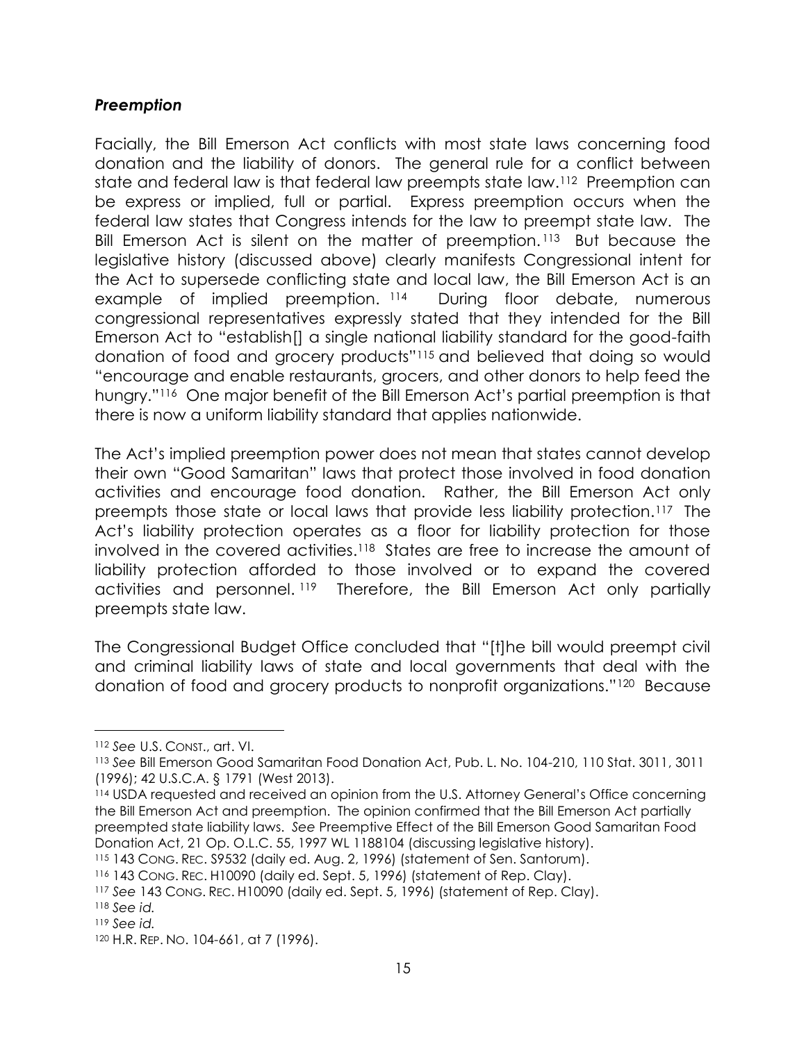### *Preemption*

Facially, the Bill Emerson Act conflicts with most state laws concerning food donation and the liability of donors. The general rule for a conflict between state and federal law is that federal law preempts state law.[112] Preemption can be express or implied, full or partial. Express preemption occurs when the federal law states that Congress intends for the law to preempt state law. The Bill Emerson Act is silent on the matter of preemption.[113] But because the legislative history (discussed above) clearly manifests Congressional intent for the Act to supersede conflicting state and local law, the Bill Emerson Act is an example of implied preemption.[114] During floor debate, numerous congressional representatives expressly stated that they intended for the Bill Emerson Act to "establish[] a single national liability standard for the good-faith donation of food and grocery products"[115] and believed that doing so would "encourage and enable restaurants, grocers, and other donors to help feed the hungry."[116] One major benefit of the Bill Emerson Act's partial preemption is that there is now a uniform liability standard that applies nationwide.

The Act's implied preemption power does not mean that states cannot develop their own "Good Samaritan" laws that protect those involved in food donation activities and encourage food donation. Rather, the Bill Emerson Act only preempts those state or local laws that provide less liability protection.[117] The Act's liability protection operates as a floor for liability protection for those involved in the covered activities.[118] States are free to increase the amount of liability protection afforded to those involved or to expand the covered activities and personnel.[119] Therefore, the Bill Emerson Act only partially preempts state law.

The Congressional Budget Office concluded that "[t]he bill would preempt civil and criminal liability laws of state and local governments that deal with the donation of food and grocery products to nonprofit organizations."[120] Because

---

[112] *See* U.S. CONST., art. VI.

[113] *See* Bill Emerson Good Samaritan Food Donation Act, Pub. L. No. 104-210, 110 Stat. 3011, 3011 (1996); 42 U.S.C.A. § 1791 (West 2013).

[114] USDA requested and received an opinion from the U.S. Attorney General's Office concerning the Bill Emerson Act and preemption. The opinion confirmed that the Bill Emerson Act partially preempted state liability laws. *See* Preemptive Effect of the Bill Emerson Good Samaritan Food Donation Act, 21 Op. O.L.C. 55, 1997 WL 1188104 (discussing legislative history).

[115] 143 CONG. REC. S9532 (daily ed. Aug. 2, 1996) (statement of Sen. Santorum).

[116] 143 CONG. REC. H10090 (daily ed. Sept. 5, 1996) (statement of Rep. Clay).

[117] *See* 143 CONG. REC. H10090 (daily ed. Sept. 5, 1996) (statement of Rep. Clay).

[118] *See id.*

[119] *See id.*

[120] H.R. REP. NO. 104-661, at 7 (1996).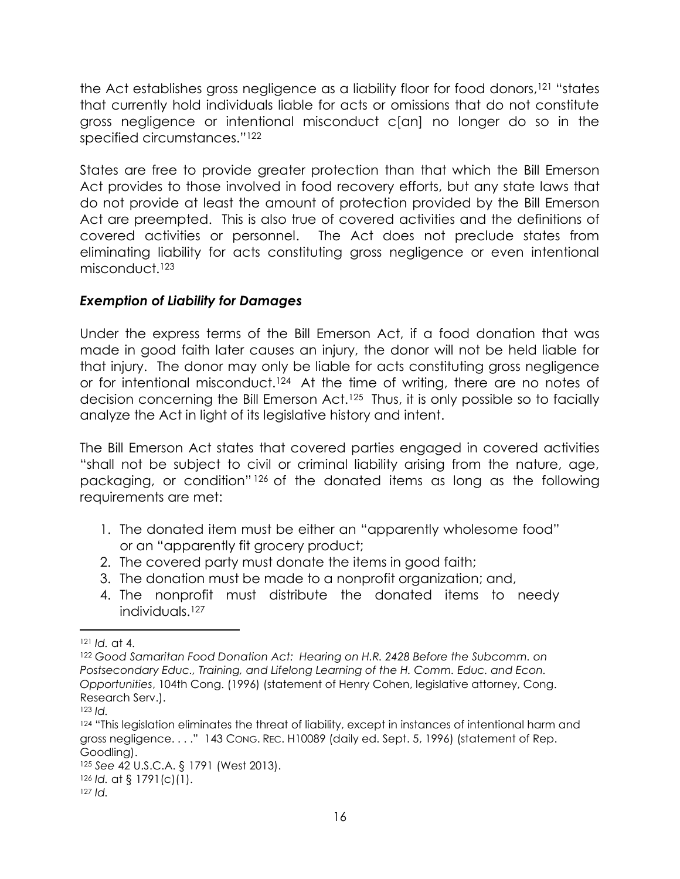the Act establishes gross negligence as a liability floor for food donors,[121] "states that currently hold individuals liable for acts or omissions that do not constitute gross negligence or intentional misconduct c[an] no longer do so in the specified circumstances."[122]

States are free to provide greater protection than that which the Bill Emerson Act provides to those involved in food recovery efforts, but any state laws that do not provide at least the amount of protection provided by the Bill Emerson Act are preempted. This is also true of covered activities and the definitions of covered activities or personnel. The Act does not preclude states from eliminating liability for acts constituting gross negligence or even intentional misconduct.[123]

### *Exemption of Liability for Damages*

Under the express terms of the Bill Emerson Act, if a food donation that was made in good faith later causes an injury, the donor will not be held liable for that injury. The donor may only be liable for acts constituting gross negligence or for intentional misconduct.[124] At the time of writing, there are no notes of decision concerning the Bill Emerson Act.[125] Thus, it is only possible so to facially analyze the Act in light of its legislative history and intent.

The Bill Emerson Act states that covered parties engaged in covered activities "shall not be subject to civil or criminal liability arising from the nature, age, packaging, or condition"[126] of the donated items as long as the following requirements are met:

1. The donated item must be either an "apparently wholesome food" or an "apparently fit grocery product;
2. The covered party must donate the items in good faith;
3. The donation must be made to a nonprofit organization; and,
4. The nonprofit must distribute the donated items to needy individuals.[127]

---

[121] *Id.* at 4.

[122] *Good Samaritan Food Donation Act: Hearing on H.R. 2428 Before the Subcomm. on Postsecondary Educ., Training, and Lifelong Learning of the H. Comm. Educ. and Econ. Opportunities*, 104th Cong. (1996) (statement of Henry Cohen, legislative attorney, Cong. Research Serv.).

[123] *Id.*

[124] "This legislation eliminates the threat of liability, except in instances of intentional harm and gross negligence. . . ." 143 CONG. REC. H10089 (daily ed. Sept. 5, 1996) (statement of Rep. Goodling).

[125] *See* 42 U.S.C.A. § 1791 (West 2013).

[126] *Id.* at § 1791(c)(1).

[127] *Id.*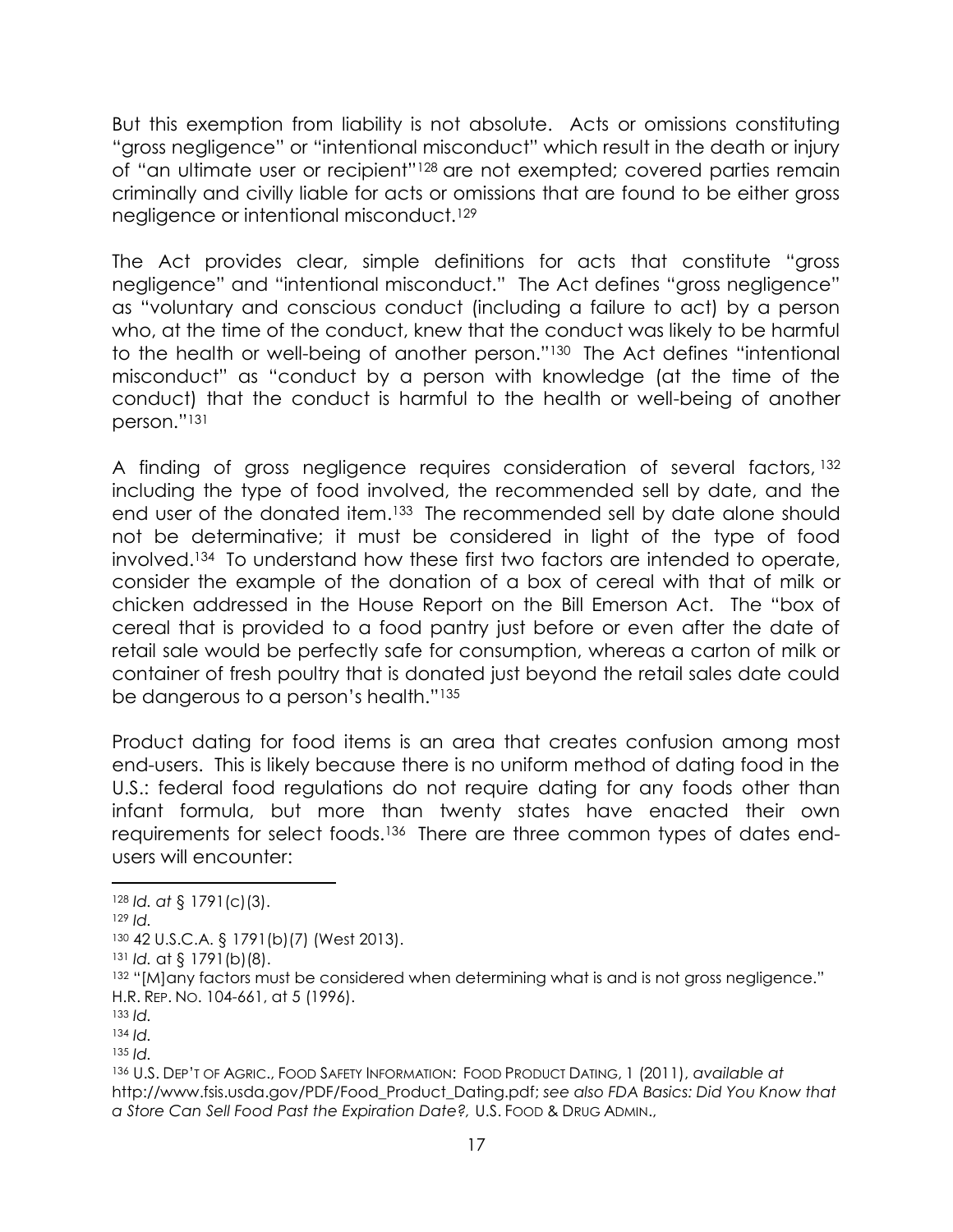But this exemption from liability is not absolute. Acts or omissions constituting "gross negligence" or "intentional misconduct" which result in the death or injury of "an ultimate user or recipient"[128] are not exempted; covered parties remain criminally and civilly liable for acts or omissions that are found to be either gross negligence or intentional misconduct.[129]

The Act provides clear, simple definitions for acts that constitute "gross negligence" and "intentional misconduct." The Act defines "gross negligence" as "voluntary and conscious conduct (including a failure to act) by a person who, at the time of the conduct, knew that the conduct was likely to be harmful to the health or well-being of another person."[130] The Act defines "intentional misconduct" as "conduct by a person with knowledge (at the time of the conduct) that the conduct is harmful to the health or well-being of another person."[131]

A finding of gross negligence requires consideration of several factors,[132] including the type of food involved, the recommended sell by date, and the end user of the donated item.[133] The recommended sell by date alone should not be determinative; it must be considered in light of the type of food involved.[134] To understand how these first two factors are intended to operate, consider the example of the donation of a box of cereal with that of milk or chicken addressed in the House Report on the Bill Emerson Act. The "box of cereal that is provided to a food pantry just before or even after the date of retail sale would be perfectly safe for consumption, whereas a carton of milk or container of fresh poultry that is donated just beyond the retail sales date could be dangerous to a person's health."[135]

Product dating for food items is an area that creates confusion among most end-users. This is likely because there is no uniform method of dating food in the U.S.: federal food regulations do not require dating for any foods other than infant formula, but more than twenty states have enacted their own requirements for select foods.[136] There are three common types of dates end-users will encounter:

---

[128] *Id. at* § 1791(c)(3).

[129] *Id.*

[130] 42 U.S.C.A. § 1791(b)(7) (West 2013).

[131] *Id.* at § 1791(b)(8).

[132] "[M]any factors must be considered when determining what is and is not gross negligence." H.R. REP. NO. 104-661, at 5 (1996).

[133] *Id.*

[134] *Id.*

[135] *Id.*

[136] U.S. DEP'T OF AGRIC., FOOD SAFETY INFORMATION: FOOD PRODUCT DATING, 1 (2011), *available at* http://www.fsis.usda.gov/PDF/Food_Product_Dating.pdf; *see also FDA Basics: Did You Know that a Store Can Sell Food Past the Expiration Date?,* U.S. FOOD & DRUG ADMIN.,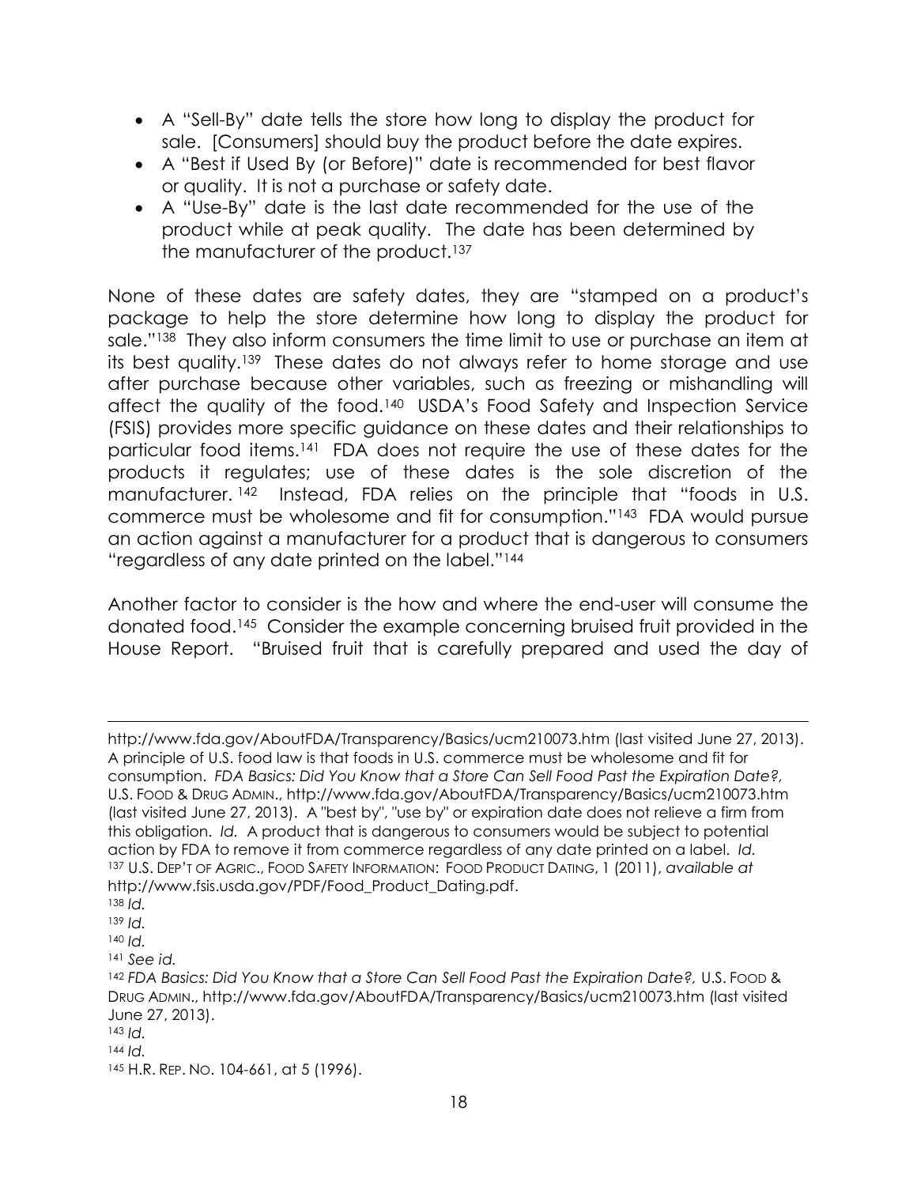- A "Sell-By" date tells the store how long to display the product for sale. [Consumers] should buy the product before the date expires.
- A "Best if Used By (or Before)" date is recommended for best flavor or quality. It is not a purchase or safety date.
- A "Use-By" date is the last date recommended for the use of the product while at peak quality. The date has been determined by the manufacturer of the product.[137]

None of these dates are safety dates, they are "stamped on a product's package to help the store determine how long to display the product for sale."[138] They also inform consumers the time limit to use or purchase an item at its best quality.[139] These dates do not always refer to home storage and use after purchase because other variables, such as freezing or mishandling will affect the quality of the food.[140] USDA's Food Safety and Inspection Service (FSIS) provides more specific guidance on these dates and their relationships to particular food items.[141] FDA does not require the use of these dates for the products it regulates; use of these dates is the sole discretion of the manufacturer.[142] Instead, FDA relies on the principle that "foods in U.S. commerce must be wholesome and fit for consumption."[143] FDA would pursue an action against a manufacturer for a product that is dangerous to consumers "regardless of any date printed on the label."[144]

Another factor to consider is the how and where the end-user will consume the donated food.[145] Consider the example concerning bruised fruit provided in the House Report. "Bruised fruit that is carefully prepared and used the day of

---

http://www.fda.gov/AboutFDA/Transparency/Basics/ucm210073.htm (last visited June 27, 2013). A principle of U.S. food law is that foods in U.S. commerce must be wholesome and fit for consumption. *FDA Basics: Did You Know that a Store Can Sell Food Past the Expiration Date?,* U.S. FOOD & DRUG ADMIN., http://www.fda.gov/AboutFDA/Transparency/Basics/ucm210073.htm (last visited June 27, 2013). A "best by", "use by" or expiration date does not relieve a firm from this obligation. *Id.* A product that is dangerous to consumers would be subject to potential action by FDA to remove it from commerce regardless of any date printed on a label. *Id.*

[137] U.S. DEP'T OF AGRIC., FOOD SAFETY INFORMATION: FOOD PRODUCT DATING, 1 (2011), *available at* http://www.fsis.usda.gov/PDF/Food_Product_Dating.pdf.

[138] *Id.*

[139] *Id.*

[140] *Id.*

[141] *See id.*

[142] *FDA Basics: Did You Know that a Store Can Sell Food Past the Expiration Date?,* U.S. FOOD & DRUG ADMIN., http://www.fda.gov/AboutFDA/Transparency/Basics/ucm210073.htm (last visited June 27, 2013).

[143] *Id.*

[144] *Id.*

[145] H.R. REP. NO. 104-661, at 5 (1996).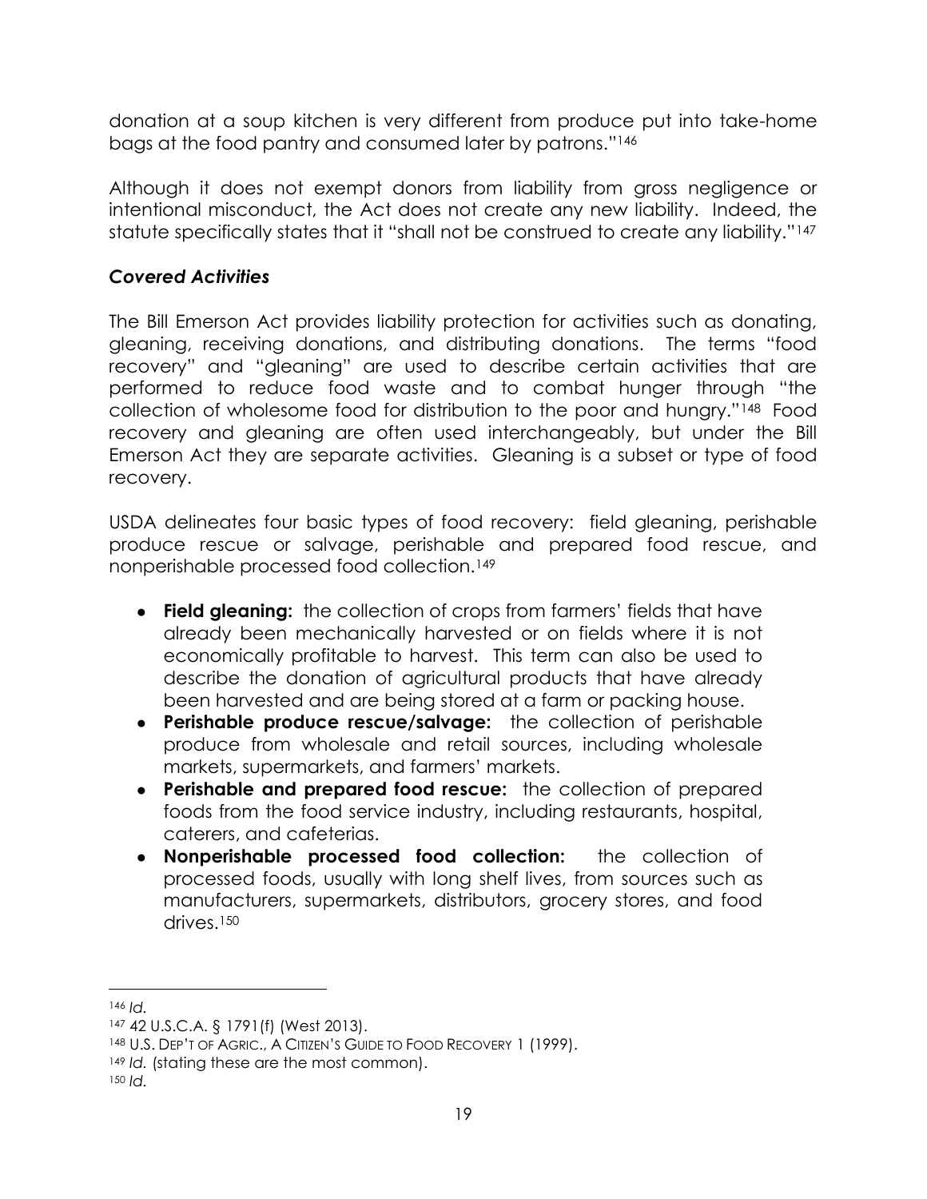donation at a soup kitchen is very different from produce put into take-home bags at the food pantry and consumed later by patrons."[146]

Although it does not exempt donors from liability from gross negligence or intentional misconduct, the Act does not create any new liability. Indeed, the statute specifically states that it "shall not be construed to create any liability."[147]

### *Covered Activities*

The Bill Emerson Act provides liability protection for activities such as donating, gleaning, receiving donations, and distributing donations. The terms "food recovery" and "gleaning" are used to describe certain activities that are performed to reduce food waste and to combat hunger through "the collection of wholesome food for distribution to the poor and hungry."[148] Food recovery and gleaning are often used interchangeably, but under the Bill Emerson Act they are separate activities. Gleaning is a subset or type of food recovery.

USDA delineates four basic types of food recovery: field gleaning, perishable produce rescue or salvage, perishable and prepared food rescue, and nonperishable processed food collection.[149]

- **Field gleaning:** the collection of crops from farmers' fields that have already been mechanically harvested or on fields where it is not economically profitable to harvest. This term can also be used to describe the donation of agricultural products that have already been harvested and are being stored at a farm or packing house.
- **Perishable produce rescue/salvage:** the collection of perishable produce from wholesale and retail sources, including wholesale markets, supermarkets, and farmers' markets.
- **Perishable and prepared food rescue:** the collection of prepared foods from the food service industry, including restaurants, hospital, caterers, and cafeterias.
- **Nonperishable processed food collection:** the collection of processed foods, usually with long shelf lives, from sources such as manufacturers, supermarkets, distributors, grocery stores, and food drives.[150]

---

[146] *Id.*

[147] 42 U.S.C.A. § 1791(f) (West 2013).

[148] U.S. DEP'T OF AGRIC., A CITIZEN'S GUIDE TO FOOD RECOVERY 1 (1999).

[149] *Id.* (stating these are the most common).

[150] *Id.*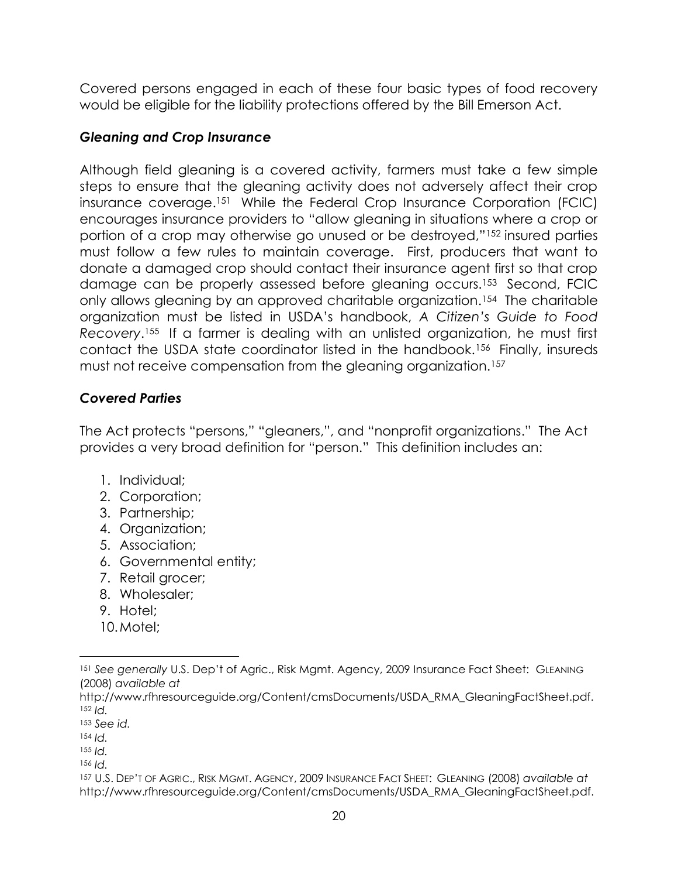Covered persons engaged in each of these four basic types of food recovery would be eligible for the liability protections offered by the Bill Emerson Act.

### *Gleaning and Crop Insurance*

Although field gleaning is a covered activity, farmers must take a few simple steps to ensure that the gleaning activity does not adversely affect their crop insurance coverage.[151] While the Federal Crop Insurance Corporation (FCIC) encourages insurance providers to "allow gleaning in situations where a crop or portion of a crop may otherwise go unused or be destroyed,"[152] insured parties must follow a few rules to maintain coverage. First, producers that want to donate a damaged crop should contact their insurance agent first so that crop damage can be properly assessed before gleaning occurs.[153] Second, FCIC only allows gleaning by an approved charitable organization.[154] The charitable organization must be listed in USDA's handbook, *A Citizen's Guide to Food Recovery*.[155] If a farmer is dealing with an unlisted organization, he must first contact the USDA state coordinator listed in the handbook.[156] Finally, insureds must not receive compensation from the gleaning organization.[157]

### *Covered Parties*

The Act protects "persons," "gleaners,", and "nonprofit organizations." The Act provides a very broad definition for "person." This definition includes an:

1. Individual;
2. Corporation;
3. Partnership;
4. Organization;
5. Association;
6. Governmental entity;
7. Retail grocer;
8. Wholesaler;
9. Hotel;
10. Motel;

---

[151] *See generally* U.S. Dep't of Agric., Risk Mgmt. Agency, 2009 Insurance Fact Sheet: GLEANING (2008) *available at* http://www.rfhresourceguide.org/Content/cmsDocuments/USDA_RMA_GleaningFactSheet.pdf.
[152] *Id.*
[153] *See id.*
[154] *Id.*
[155] *Id.*
[156] *Id.*
[157] U.S. DEP'T OF AGRIC., RISK MGMT. AGENCY, 2009 INSURANCE FACT SHEET: GLEANING (2008) *available at* http://www.rfhresourceguide.org/Content/cmsDocuments/USDA_RMA_GleaningFactSheet.pdf.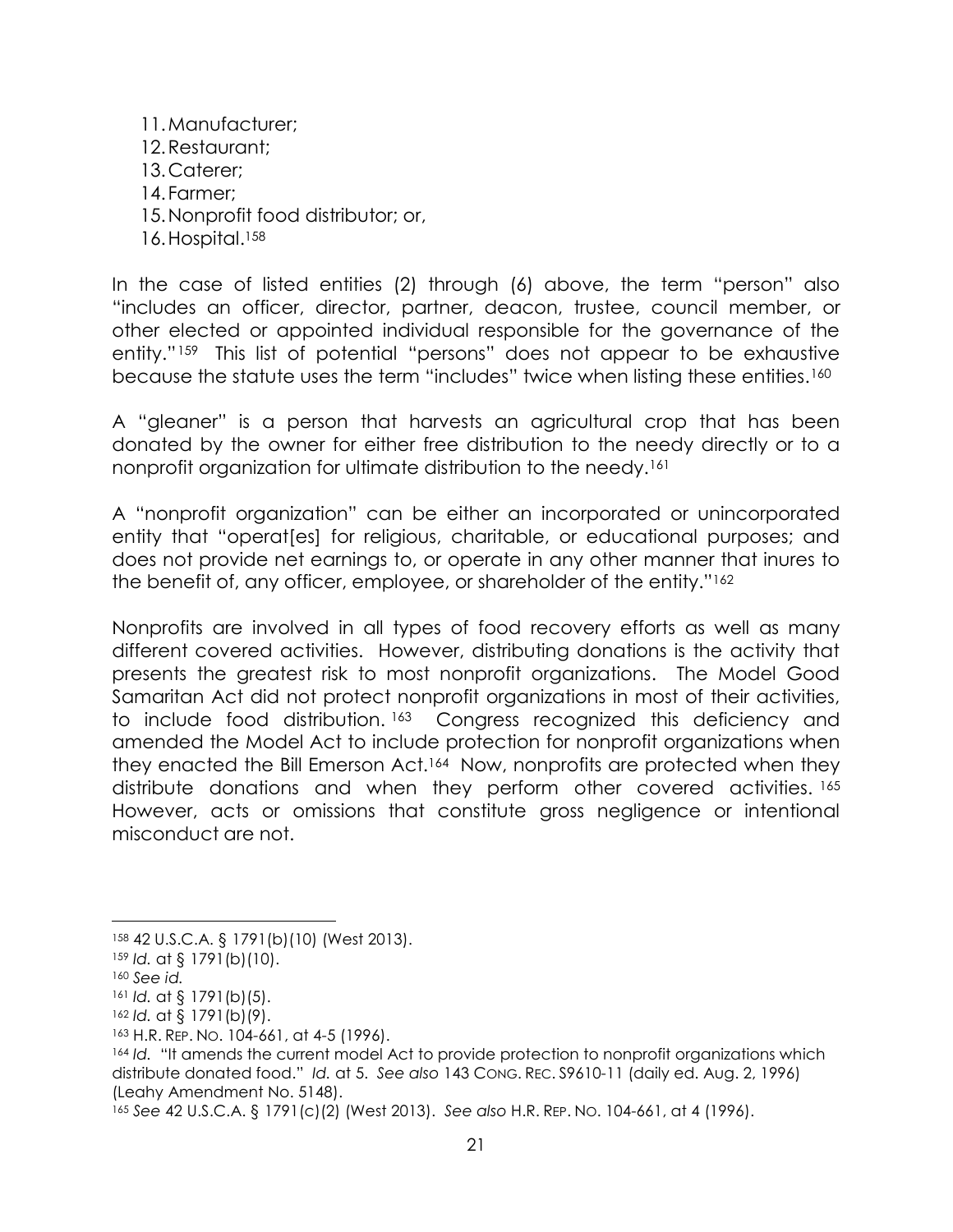11. Manufacturer;
12. Restaurant;
13. Caterer;
14. Farmer;
15. Nonprofit food distributor; or,
16. Hospital.[158]

In the case of listed entities (2) through (6) above, the term "person" also "includes an officer, director, partner, deacon, trustee, council member, or other elected or appointed individual responsible for the governance of the entity."[159] This list of potential "persons" does not appear to be exhaustive because the statute uses the term "includes" twice when listing these entities.[160]

A "gleaner" is a person that harvests an agricultural crop that has been donated by the owner for either free distribution to the needy directly or to a nonprofit organization for ultimate distribution to the needy.[161]

A "nonprofit organization" can be either an incorporated or unincorporated entity that "operat[es] for religious, charitable, or educational purposes; and does not provide net earnings to, or operate in any other manner that inures to the benefit of, any officer, employee, or shareholder of the entity."[162]

Nonprofits are involved in all types of food recovery efforts as well as many different covered activities. However, distributing donations is the activity that presents the greatest risk to most nonprofit organizations. The Model Good Samaritan Act did not protect nonprofit organizations in most of their activities, to include food distribution.[163] Congress recognized this deficiency and amended the Model Act to include protection for nonprofit organizations when they enacted the Bill Emerson Act.[164] Now, nonprofits are protected when they distribute donations and when they perform other covered activities.[165] However, acts or omissions that constitute gross negligence or intentional misconduct are not.

---

[158] 42 U.S.C.A. § 1791(b)(10) (West 2013).

[159] *Id.* at § 1791(b)(10).

[160] *See id.*

[161] *Id.* at § 1791(b)(5).

[162] *Id.* at § 1791(b)(9).

[163] H.R. REP. NO. 104-661, at 4-5 (1996).

[164] *Id.* "It amends the current model Act to provide protection to nonprofit organizations which distribute donated food." *Id.* at 5. *See also* 143 CONG. REC. S9610-11 (daily ed. Aug. 2, 1996) (Leahy Amendment No. 5148).

[165] *See* 42 U.S.C.A. § 1791(c)(2) (West 2013). *See also* H.R. REP. NO. 104-661, at 4 (1996).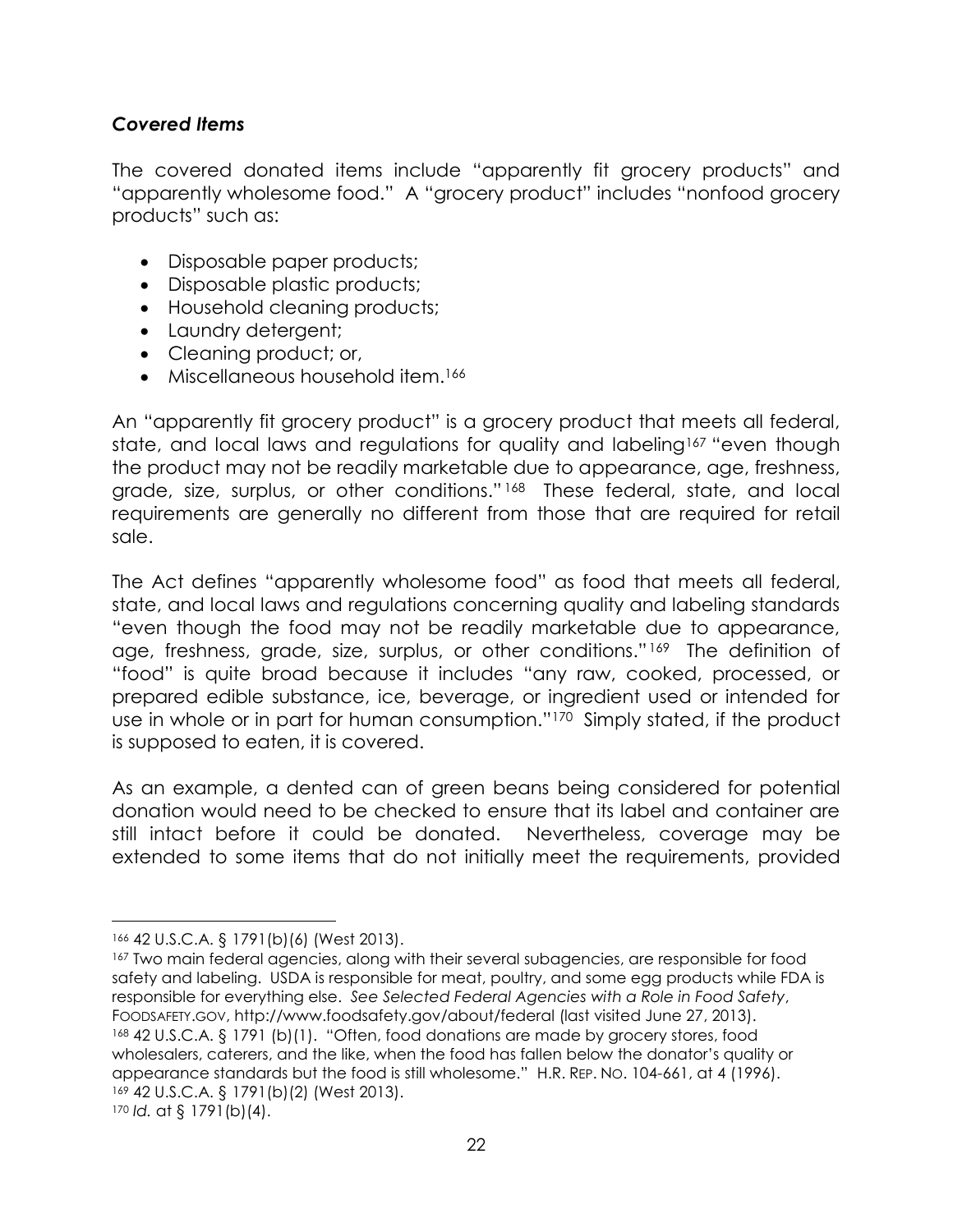### *Covered Items*

The covered donated items include "apparently fit grocery products" and "apparently wholesome food." A "grocery product" includes "nonfood grocery products" such as:

- Disposable paper products;
- Disposable plastic products;
- Household cleaning products;
- Laundry detergent;
- Cleaning product; or,
- Miscellaneous household item.[166]

An "apparently fit grocery product" is a grocery product that meets all federal, state, and local laws and regulations for quality and labeling[167] "even though the product may not be readily marketable due to appearance, age, freshness, grade, size, surplus, or other conditions."[168] These federal, state, and local requirements are generally no different from those that are required for retail sale.

The Act defines "apparently wholesome food" as food that meets all federal, state, and local laws and regulations concerning quality and labeling standards "even though the food may not be readily marketable due to appearance, age, freshness, grade, size, surplus, or other conditions."[169] The definition of "food" is quite broad because it includes "any raw, cooked, processed, or prepared edible substance, ice, beverage, or ingredient used or intended for use in whole or in part for human consumption."[170] Simply stated, if the product is supposed to eaten, it is covered.

As an example, a dented can of green beans being considered for potential donation would need to be checked to ensure that its label and container are still intact before it could be donated. Nevertheless, coverage may be extended to some items that do not initially meet the requirements, provided

---

[166] 42 U.S.C.A. § 1791(b)(6) (West 2013).

[167] Two main federal agencies, along with their several subagencies, are responsible for food safety and labeling. USDA is responsible for meat, poultry, and some egg products while FDA is responsible for everything else. *See Selected Federal Agencies with a Role in Food Safety*, FOODSAFETY.GOV, http://www.foodsafety.gov/about/federal (last visited June 27, 2013).

[168] 42 U.S.C.A. § 1791 (b)(1). "Often, food donations are made by grocery stores, food wholesalers, caterers, and the like, when the food has fallen below the donator's quality or appearance standards but the food is still wholesome." H.R. REP. NO. 104-661, at 4 (1996).

[169] 42 U.S.C.A. § 1791(b)(2) (West 2013).

[170] *Id.* at § 1791(b)(4).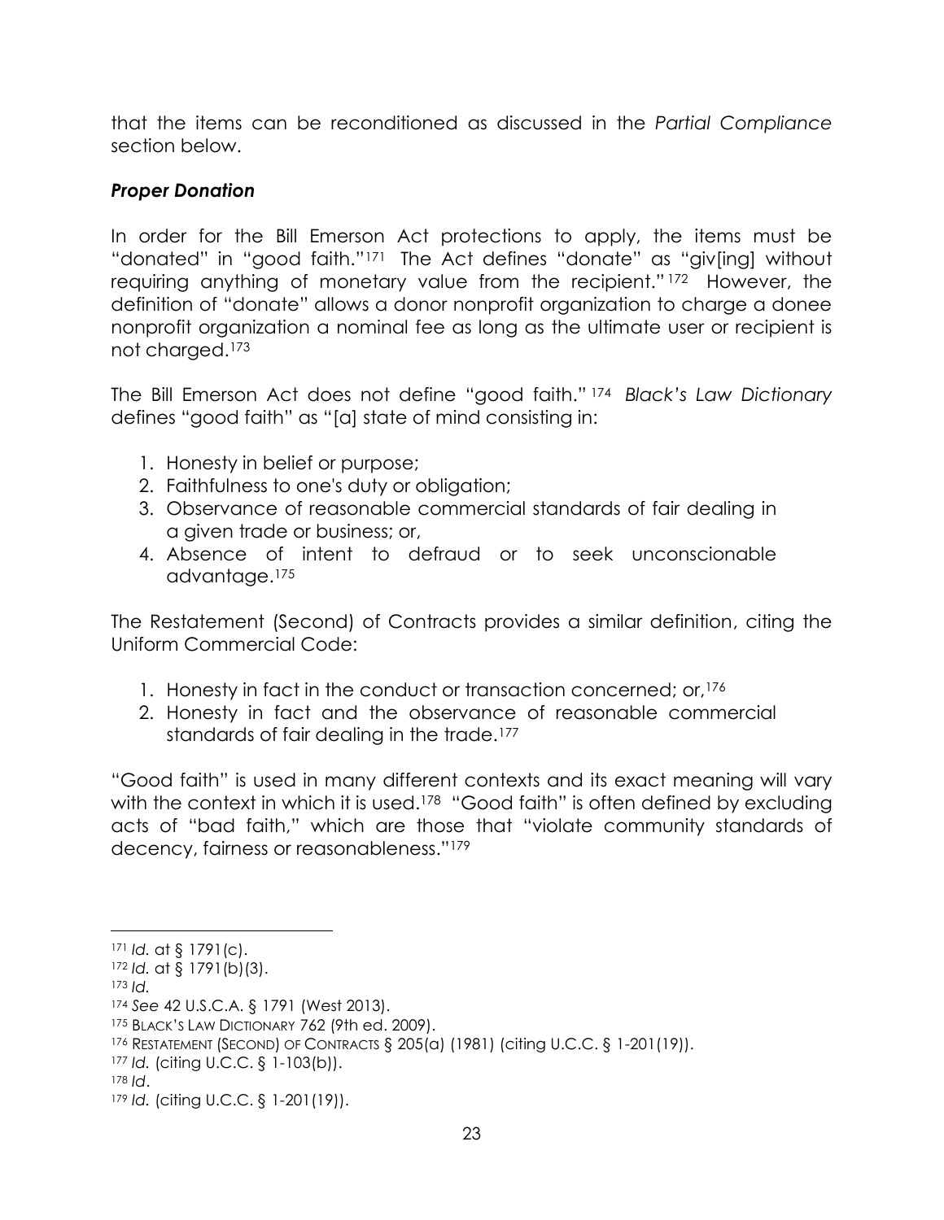that the items can be reconditioned as discussed in the *Partial Compliance* section below.

### *Proper Donation*

In order for the Bill Emerson Act protections to apply, the items must be "donated" in "good faith."[171] The Act defines "donate" as "giv[ing] without requiring anything of monetary value from the recipient."[172] However, the definition of "donate" allows a donor nonprofit organization to charge a donee nonprofit organization a nominal fee as long as the ultimate user or recipient is not charged.[173]

The Bill Emerson Act does not define "good faith."[174] *Black's Law Dictionary* defines "good faith" as "[a] state of mind consisting in:

1. Honesty in belief or purpose;
2. Faithfulness to one's duty or obligation;
3. Observance of reasonable commercial standards of fair dealing in a given trade or business; or,
4. Absence of intent to defraud or to seek unconscionable advantage.[175]

The Restatement (Second) of Contracts provides a similar definition, citing the Uniform Commercial Code:

1. Honesty in fact in the conduct or transaction concerned; or,[176]
2. Honesty in fact and the observance of reasonable commercial standards of fair dealing in the trade.[177]

"Good faith" is used in many different contexts and its exact meaning will vary with the context in which it is used.[178] "Good faith" is often defined by excluding acts of "bad faith," which are those that "violate community standards of decency, fairness or reasonableness."[179]

---

[171] *Id.* at § 1791(c).
[172] *Id.* at § 1791(b)(3).
[173] *Id.*
[174] *See* 42 U.S.C.A. § 1791 (West 2013).
[175] BLACK'S LAW DICTIONARY 762 (9th ed. 2009).
[176] RESTATEMENT (SECOND) OF CONTRACTS § 205(a) (1981) (citing U.C.C. § 1-201(19)).
[177] *Id.* (citing U.C.C. § 1-103(b)).
[178] *Id*.
[179] *Id.* (citing U.C.C. § 1-201(19)).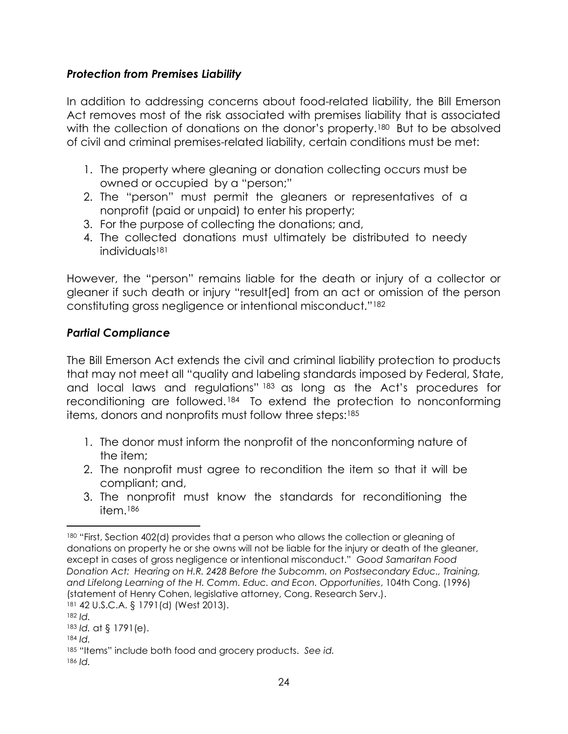### *Protection from Premises Liability*

In addition to addressing concerns about food-related liability, the Bill Emerson Act removes most of the risk associated with premises liability that is associated with the collection of donations on the donor's property.[180] But to be absolved of civil and criminal premises-related liability, certain conditions must be met:

1. The property where gleaning or donation collecting occurs must be owned or occupied by a "person;"
2. The "person" must permit the gleaners or representatives of a nonprofit (paid or unpaid) to enter his property;
3. For the purpose of collecting the donations; and,
4. The collected donations must ultimately be distributed to needy individuals[181]

However, the "person" remains liable for the death or injury of a collector or gleaner if such death or injury "result[ed] from an act or omission of the person constituting gross negligence or intentional misconduct."[182]

### *Partial Compliance*

The Bill Emerson Act extends the civil and criminal liability protection to products that may not meet all "quality and labeling standards imposed by Federal, State, and local laws and regulations"[183] as long as the Act's procedures for reconditioning are followed.[184] To extend the protection to nonconforming items, donors and nonprofits must follow three steps:[185]

1. The donor must inform the nonprofit of the nonconforming nature of the item;
2. The nonprofit must agree to recondition the item so that it will be compliant; and,
3. The nonprofit must know the standards for reconditioning the item.[186]

---

[180] "First, Section 402(d) provides that a person who allows the collection or gleaning of donations on property he or she owns will not be liable for the injury or death of the gleaner, except in cases of gross negligence or intentional misconduct." *Good Samaritan Food Donation Act: Hearing on H.R. 2428 Before the Subcomm. on Postsecondary Educ., Training, and Lifelong Learning of the H. Comm. Educ. and Econ. Opportunities*, 104th Cong. (1996) (statement of Henry Cohen, legislative attorney, Cong. Research Serv.).

[181] 42 U.S.C.A. § 1791(d) (West 2013).

[182] *Id.*

[183] *Id.* at § 1791(e).

[184] *Id.*

[185] "Items" include both food and grocery products. *See id.*

[186] *Id.*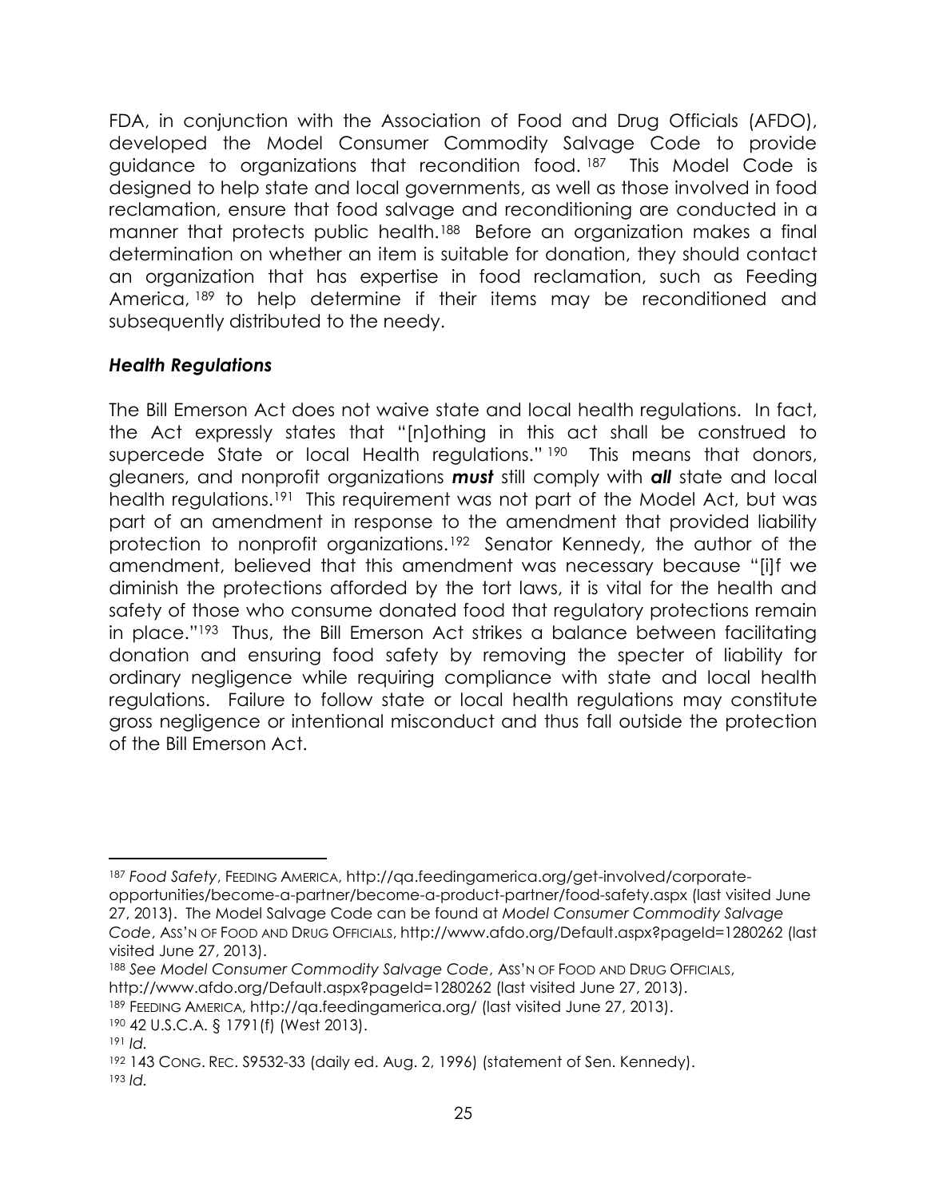FDA, in conjunction with the Association of Food and Drug Officials (AFDO), developed the Model Consumer Commodity Salvage Code to provide guidance to organizations that recondition food.[187] This Model Code is designed to help state and local governments, as well as those involved in food reclamation, ensure that food salvage and reconditioning are conducted in a manner that protects public health.[188] Before an organization makes a final determination on whether an item is suitable for donation, they should contact an organization that has expertise in food reclamation, such as Feeding America,[189] to help determine if their items may be reconditioned and subsequently distributed to the needy.

### ***Health Regulations***

The Bill Emerson Act does not waive state and local health regulations. In fact, the Act expressly states that "[n]othing in this act shall be construed to supercede State or local Health regulations."[190] This means that donors, gleaners, and nonprofit organizations ***must*** still comply with ***all*** state and local health regulations.[191] This requirement was not part of the Model Act, but was part of an amendment in response to the amendment that provided liability protection to nonprofit organizations.[192] Senator Kennedy, the author of the amendment, believed that this amendment was necessary because "[i]f we diminish the protections afforded by the tort laws, it is vital for the health and safety of those who consume donated food that regulatory protections remain in place."[193] Thus, the Bill Emerson Act strikes a balance between facilitating donation and ensuring food safety by removing the specter of liability for ordinary negligence while requiring compliance with state and local health regulations. Failure to follow state or local health regulations may constitute gross negligence or intentional misconduct and thus fall outside the protection of the Bill Emerson Act.

---

[187] *Food Safety*, FEEDING AMERICA, http://qa.feedingamerica.org/get-involved/corporate-opportunities/become-a-partner/become-a-product-partner/food-safety.aspx (last visited June 27, 2013). The Model Salvage Code can be found at *Model Consumer Commodity Salvage Code*, ASS'N OF FOOD AND DRUG OFFICIALS, http://www.afdo.org/Default.aspx?pageId=1280262 (last visited June 27, 2013).

[188] *See Model Consumer Commodity Salvage Code*, ASS'N OF FOOD AND DRUG OFFICIALS, http://www.afdo.org/Default.aspx?pageId=1280262 (last visited June 27, 2013).

[189] FEEDING AMERICA, http://qa.feedingamerica.org/ (last visited June 27, 2013).

[190] 42 U.S.C.A. § 1791(f) (West 2013).

[191] *Id.*

[192] 143 CONG. REC. S9532-33 (daily ed. Aug. 2, 1996) (statement of Sen. Kennedy).

[193] *Id.*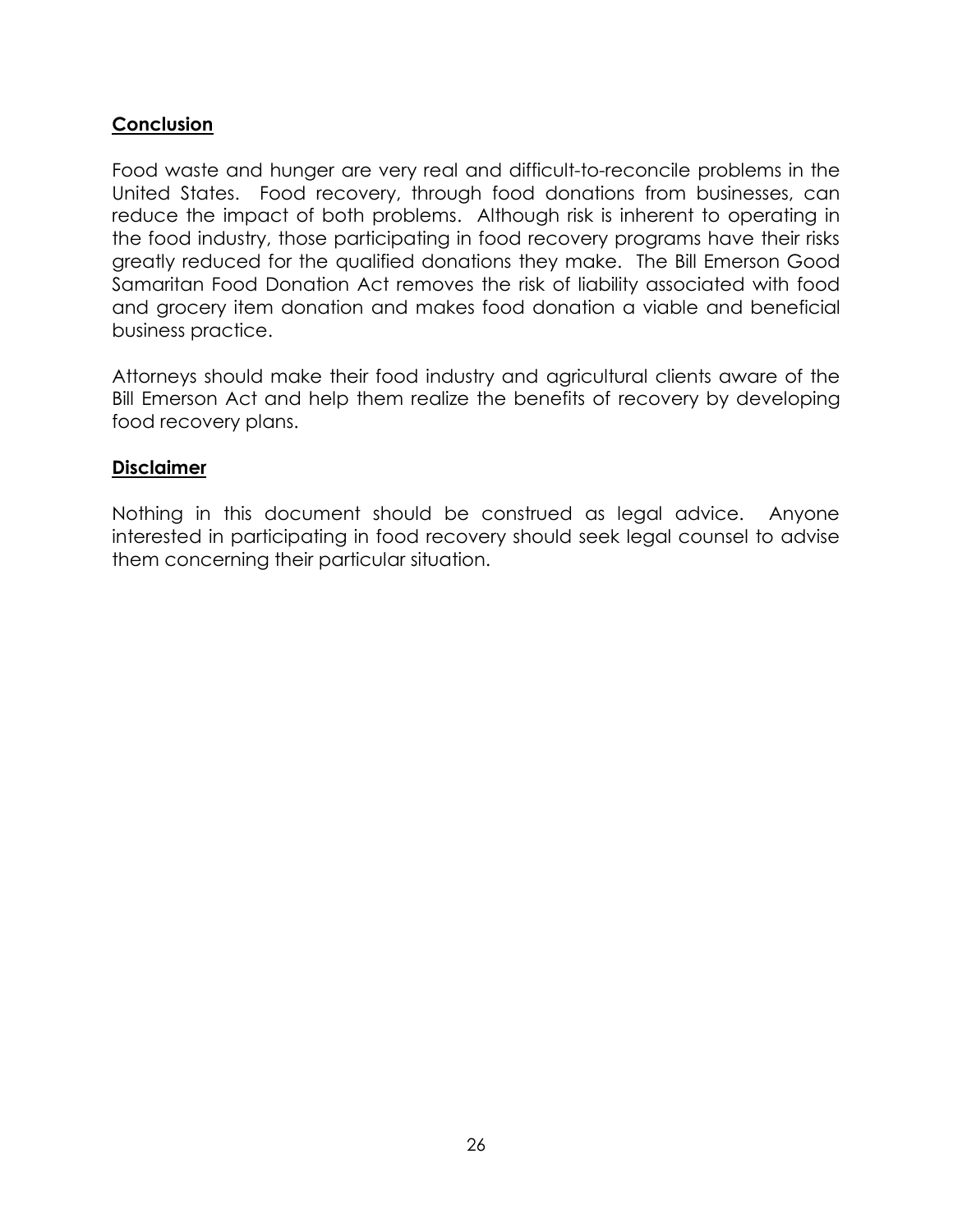## **Conclusion**

Food waste and hunger are very real and difficult-to-reconcile problems in the United States. Food recovery, through food donations from businesses, can reduce the impact of both problems. Although risk is inherent to operating in the food industry, those participating in food recovery programs have their risks greatly reduced for the qualified donations they make. The Bill Emerson Good Samaritan Food Donation Act removes the risk of liability associated with food and grocery item donation and makes food donation a viable and beneficial business practice.

Attorneys should make their food industry and agricultural clients aware of the Bill Emerson Act and help them realize the benefits of recovery by developing food recovery plans.

## **Disclaimer**

Nothing in this document should be construed as legal advice. Anyone interested in participating in food recovery should seek legal counsel to advise them concerning their particular situation.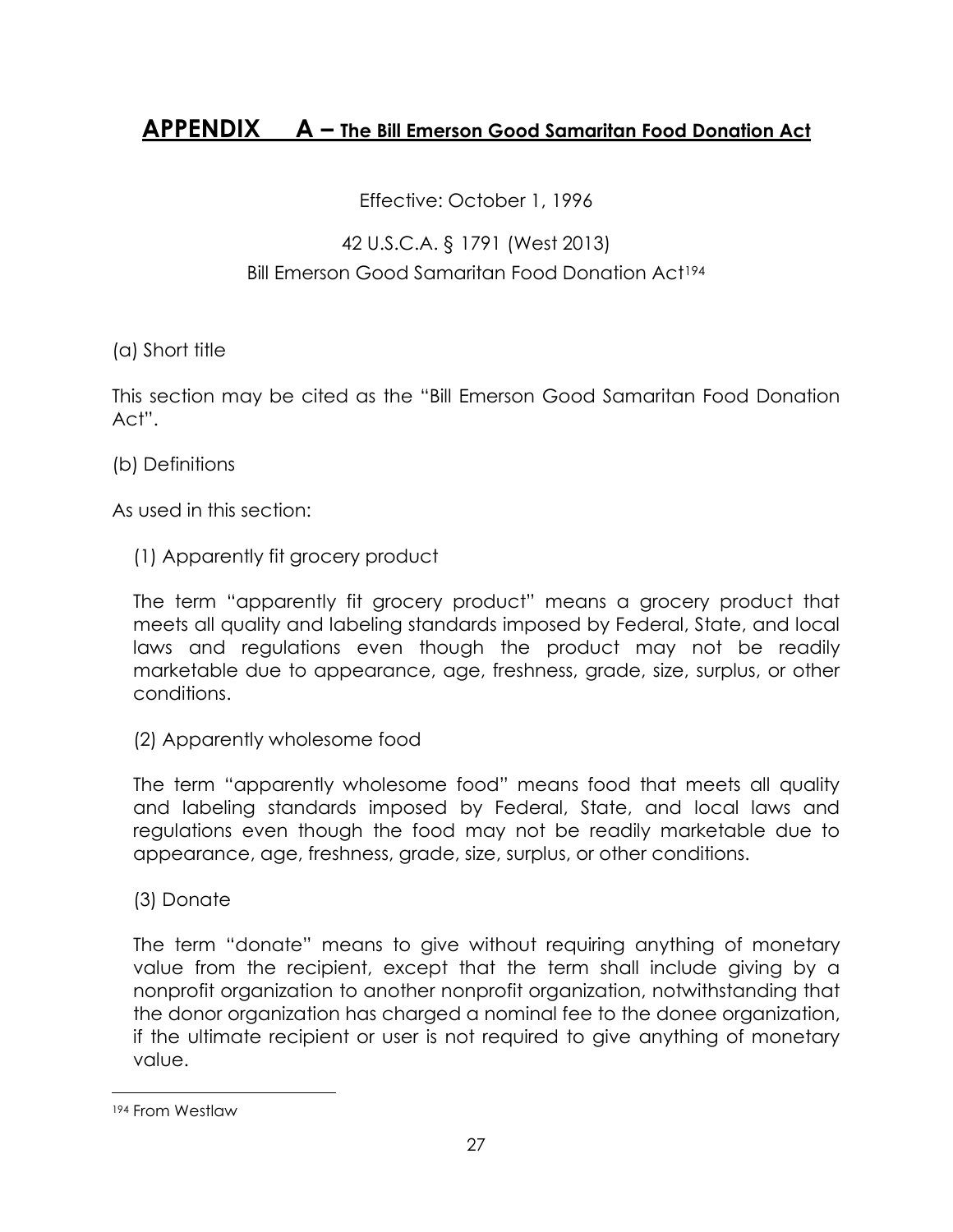# APPENDIX A – The Bill Emerson Good Samaritan Food Donation Act

Effective: October 1, 1996

42 U.S.C.A. § 1791 (West 2013)
Bill Emerson Good Samaritan Food Donation Act[194]

(a) Short title

This section may be cited as the "Bill Emerson Good Samaritan Food Donation Act".

(b) Definitions

As used in this section:

(1) Apparently fit grocery product

The term "apparently fit grocery product" means a grocery product that meets all quality and labeling standards imposed by Federal, State, and local laws and regulations even though the product may not be readily marketable due to appearance, age, freshness, grade, size, surplus, or other conditions.

(2) Apparently wholesome food

The term "apparently wholesome food" means food that meets all quality and labeling standards imposed by Federal, State, and local laws and regulations even though the food may not be readily marketable due to appearance, age, freshness, grade, size, surplus, or other conditions.

(3) Donate

The term "donate" means to give without requiring anything of monetary value from the recipient, except that the term shall include giving by a nonprofit organization to another nonprofit organization, notwithstanding that the donor organization has charged a nominal fee to the donee organization, if the ultimate recipient or user is not required to give anything of monetary value.

---

[194] From Westlaw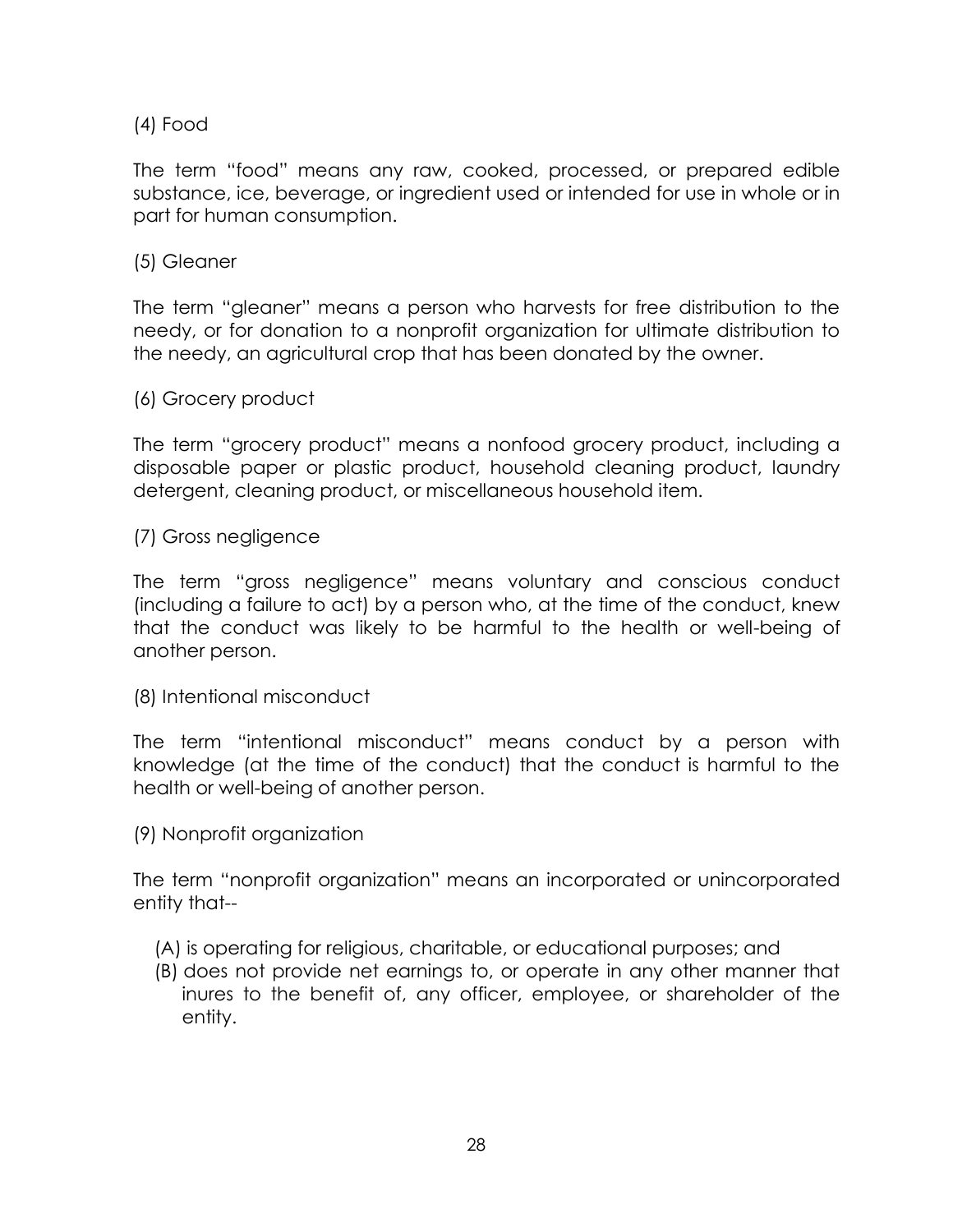(4) Food

The term "food" means any raw, cooked, processed, or prepared edible substance, ice, beverage, or ingredient used or intended for use in whole or in part for human consumption.

(5) Gleaner

The term "gleaner" means a person who harvests for free distribution to the needy, or for donation to a nonprofit organization for ultimate distribution to the needy, an agricultural crop that has been donated by the owner.

(6) Grocery product

The term "grocery product" means a nonfood grocery product, including a disposable paper or plastic product, household cleaning product, laundry detergent, cleaning product, or miscellaneous household item.

(7) Gross negligence

The term "gross negligence" means voluntary and conscious conduct (including a failure to act) by a person who, at the time of the conduct, knew that the conduct was likely to be harmful to the health or well-being of another person.

(8) Intentional misconduct

The term "intentional misconduct" means conduct by a person with knowledge (at the time of the conduct) that the conduct is harmful to the health or well-being of another person.

(9) Nonprofit organization

The term "nonprofit organization" means an incorporated or unincorporated entity that--

- (A) is operating for religious, charitable, or educational purposes; and
- (B) does not provide net earnings to, or operate in any other manner that inures to the benefit of, any officer, employee, or shareholder of the entity.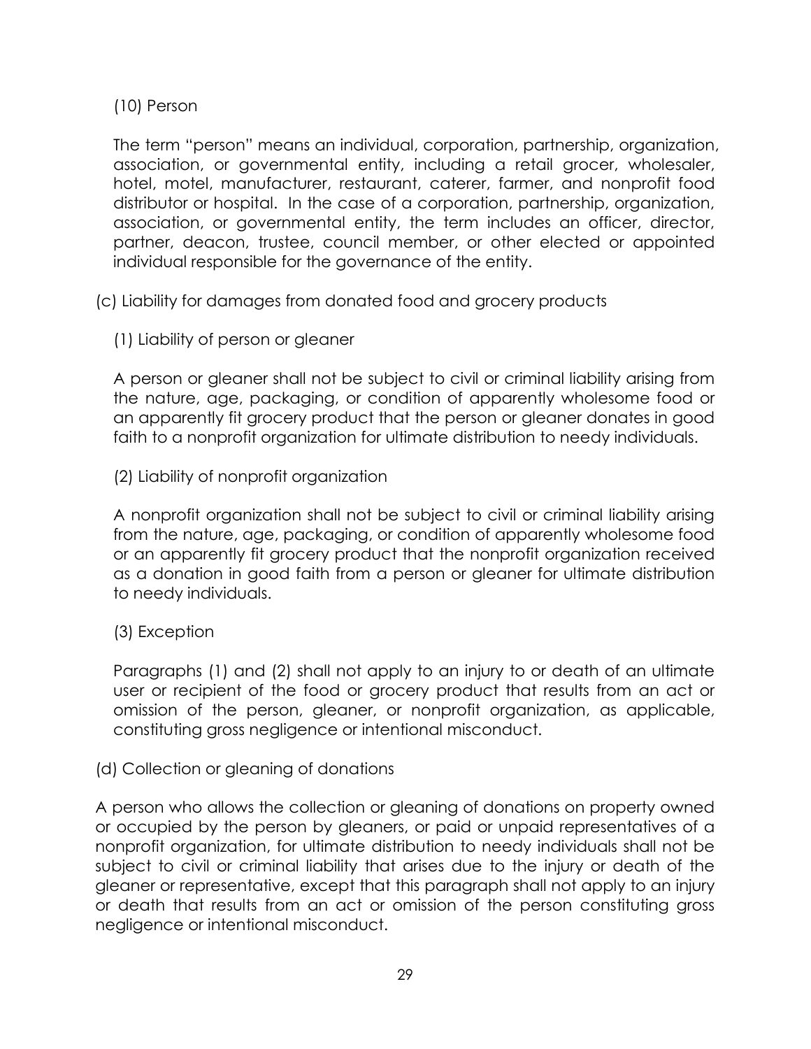(10) Person

The term "person" means an individual, corporation, partnership, organization, association, or governmental entity, including a retail grocer, wholesaler, hotel, motel, manufacturer, restaurant, caterer, farmer, and nonprofit food distributor or hospital. In the case of a corporation, partnership, organization, association, or governmental entity, the term includes an officer, director, partner, deacon, trustee, council member, or other elected or appointed individual responsible for the governance of the entity.

(c) Liability for damages from donated food and grocery products

(1) Liability of person or gleaner

A person or gleaner shall not be subject to civil or criminal liability arising from the nature, age, packaging, or condition of apparently wholesome food or an apparently fit grocery product that the person or gleaner donates in good faith to a nonprofit organization for ultimate distribution to needy individuals.

(2) Liability of nonprofit organization

A nonprofit organization shall not be subject to civil or criminal liability arising from the nature, age, packaging, or condition of apparently wholesome food or an apparently fit grocery product that the nonprofit organization received as a donation in good faith from a person or gleaner for ultimate distribution to needy individuals.

(3) Exception

Paragraphs (1) and (2) shall not apply to an injury to or death of an ultimate user or recipient of the food or grocery product that results from an act or omission of the person, gleaner, or nonprofit organization, as applicable, constituting gross negligence or intentional misconduct.

(d) Collection or gleaning of donations

A person who allows the collection or gleaning of donations on property owned or occupied by the person by gleaners, or paid or unpaid representatives of a nonprofit organization, for ultimate distribution to needy individuals shall not be subject to civil or criminal liability that arises due to the injury or death of the gleaner or representative, except that this paragraph shall not apply to an injury or death that results from an act or omission of the person constituting gross negligence or intentional misconduct.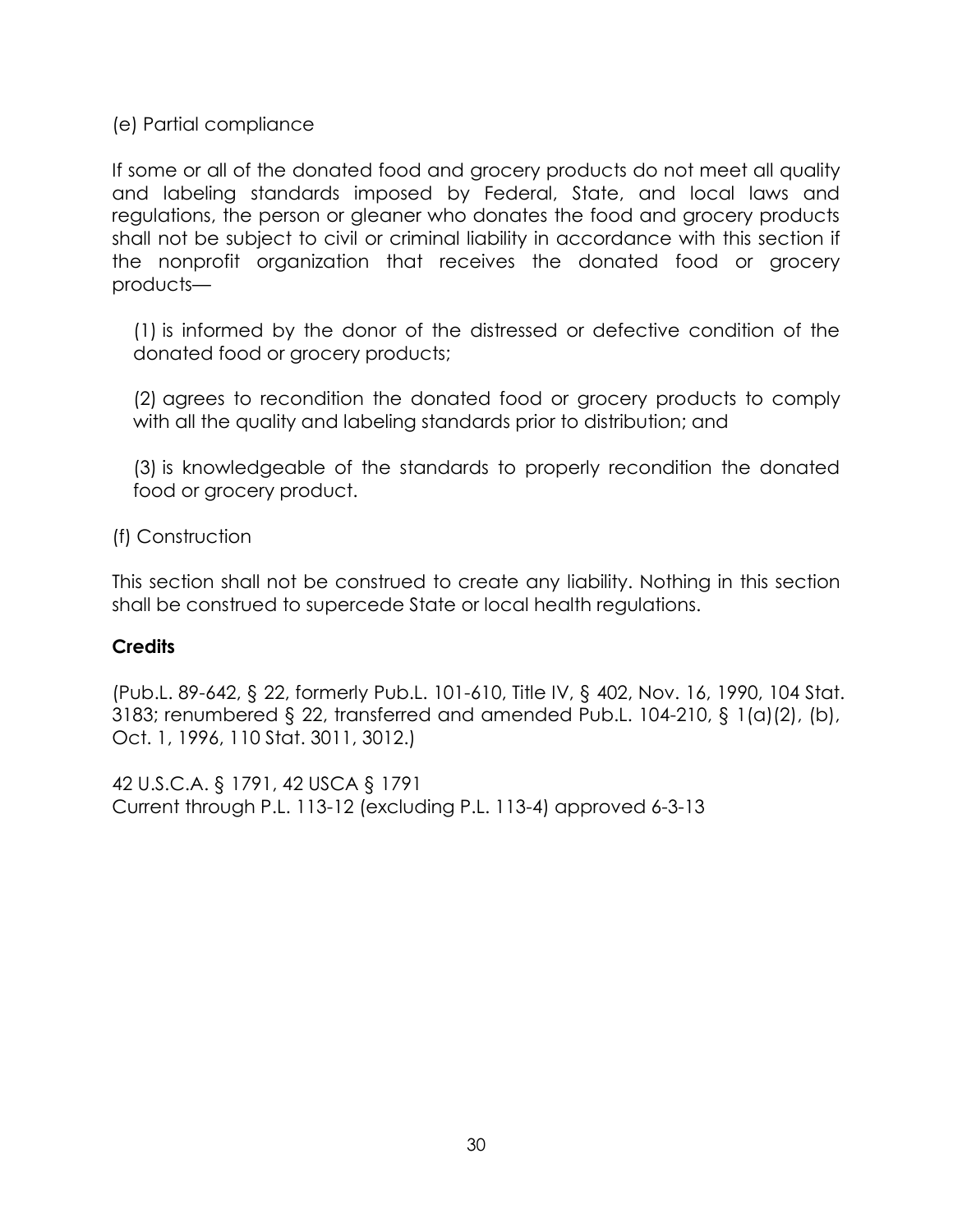(e) Partial compliance

If some or all of the donated food and grocery products do not meet all quality and labeling standards imposed by Federal, State, and local laws and regulations, the person or gleaner who donates the food and grocery products shall not be subject to civil or criminal liability in accordance with this section if the nonprofit organization that receives the donated food or grocery products—

(1) is informed by the donor of the distressed or defective condition of the donated food or grocery products;

(2) agrees to recondition the donated food or grocery products to comply with all the quality and labeling standards prior to distribution; and

(3) is knowledgeable of the standards to properly recondition the donated food or grocery product.

(f) Construction

This section shall not be construed to create any liability. Nothing in this section shall be construed to supercede State or local health regulations.

**Credits**

(Pub.L. 89-642, § 22, formerly Pub.L. 101-610, Title IV, § 402, Nov. 16, 1990, 104 Stat. 3183; renumbered § 22, transferred and amended Pub.L. 104-210, § 1(a)(2), (b), Oct. 1, 1996, 110 Stat. 3011, 3012.)

42 U.S.C.A. § 1791, 42 USCA § 1791
Current through P.L. 113-12 (excluding P.L. 113-4) approved 6-3-13